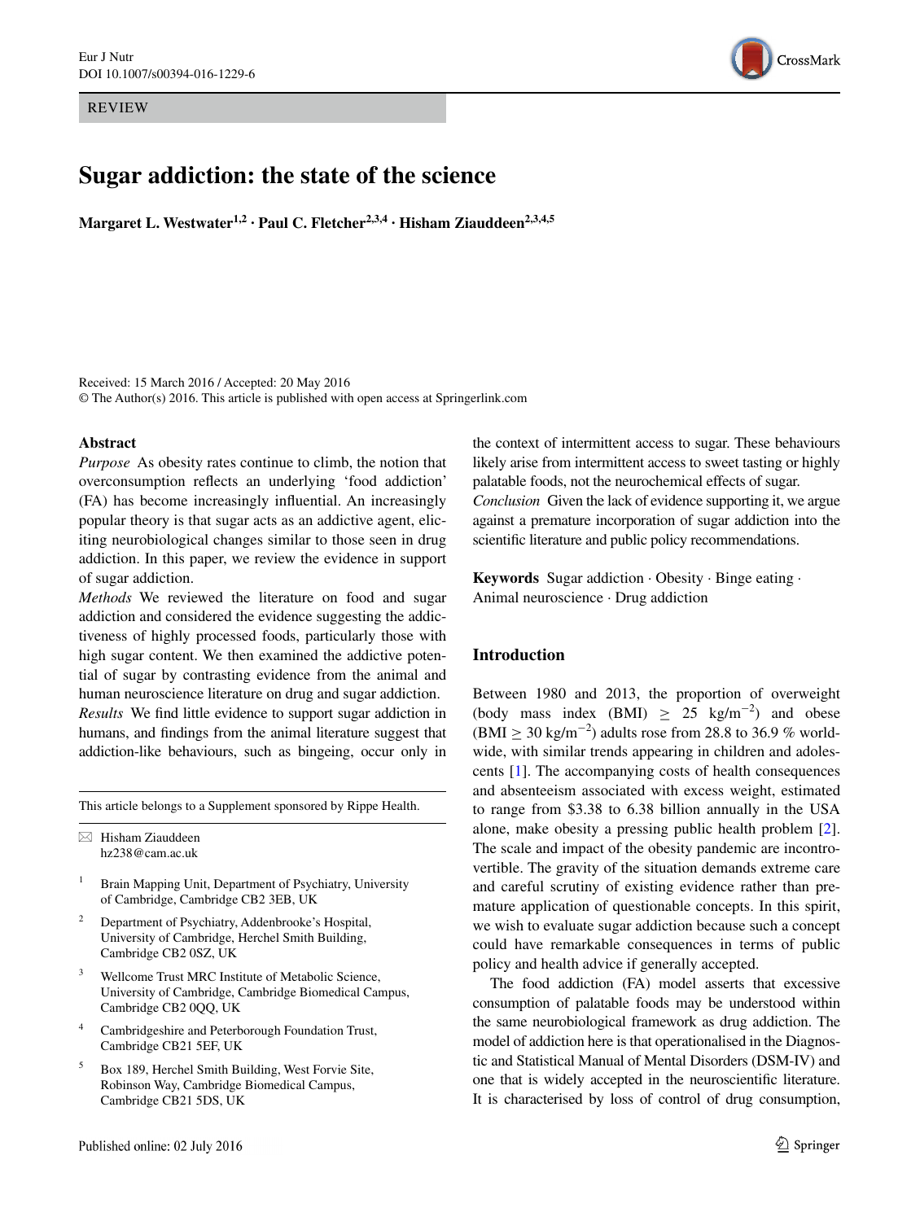REVIEW

# Sugar addiction: the state of the science

**Margaret L. Westwater[1,2] · Paul C. Fletcher[2,3,4] · Hisham Ziauddeen[2,3,4,5]**

Received: 15 March 2016 / Accepted: 20 May 2016
© The Author(s) 2016. This article is published with open access at Springerlink.com

## Abstract

*Purpose* As obesity rates continue to climb, the notion that overconsumption reflects an underlying 'food addiction' (FA) has become increasingly influential. An increasingly popular theory is that sugar acts as an addictive agent, eliciting neurobiological changes similar to those seen in drug addiction. In this paper, we review the evidence in support of sugar addiction.

*Methods* We reviewed the literature on food and sugar addiction and considered the evidence suggesting the addictiveness of highly processed foods, particularly those with high sugar content. We then examined the addictive potential of sugar by contrasting evidence from the animal and human neuroscience literature on drug and sugar addiction.

*Results* We find little evidence to support sugar addiction in humans, and findings from the animal literature suggest that addiction-like behaviours, such as bingeing, occur only in the context of intermittent access to sugar. These behaviours likely arise from intermittent access to sweet tasting or highly palatable foods, not the neurochemical effects of sugar.

*Conclusion* Given the lack of evidence supporting it, we argue against a premature incorporation of sugar addiction into the scientific literature and public policy recommendations.

**Keywords** Sugar addiction · Obesity · Binge eating · Animal neuroscience · Drug addiction

This article belongs to a Supplement sponsored by Rippe Health.

✉ Hisham Ziauddeen
hz238@cam.ac.uk

1. Brain Mapping Unit, Department of Psychiatry, University of Cambridge, Cambridge CB2 3EB, UK
2. Department of Psychiatry, Addenbrooke's Hospital, University of Cambridge, Herchel Smith Building, Cambridge CB2 0SZ, UK
3. Wellcome Trust MRC Institute of Metabolic Science, University of Cambridge, Cambridge Biomedical Campus, Cambridge CB2 0QQ, UK
4. Cambridgeshire and Peterborough Foundation Trust, Cambridge CB21 5EF, UK
5. Box 189, Herchel Smith Building, West Forvie Site, Robinson Way, Cambridge Biomedical Campus, Cambridge CB21 5DS, UK

## Introduction

Between 1980 and 2013, the proportion of overweight (body mass index (BMI) $\geq$ 25 kg/m$^{-2}$) and obese (BMI $\geq$ 30 kg/m$^{-2}$) adults rose from 28.8 to 36.9 % worldwide, with similar trends appearing in children and adolescents [1]. The accompanying costs of health consequences and absenteeism associated with excess weight, estimated to range from \$3.38 to 6.38 billion annually in the USA alone, make obesity a pressing public health problem [2]. The scale and impact of the obesity pandemic are incontrovertible. The gravity of the situation demands extreme care and careful scrutiny of existing evidence rather than premature application of questionable concepts. In this spirit, we wish to evaluate sugar addiction because such a concept could have remarkable consequences in terms of public policy and health advice if generally accepted.

The food addiction (FA) model asserts that excessive consumption of palatable foods may be understood within the same neurobiological framework as drug addiction. The model of addiction here is that operationalised in the Diagnostic and Statistical Manual of Mental Disorders (DSM-IV) and one that is widely accepted in the neuroscientific literature. It is characterised by loss of control of drug consumption,

Published online: 02 July 2016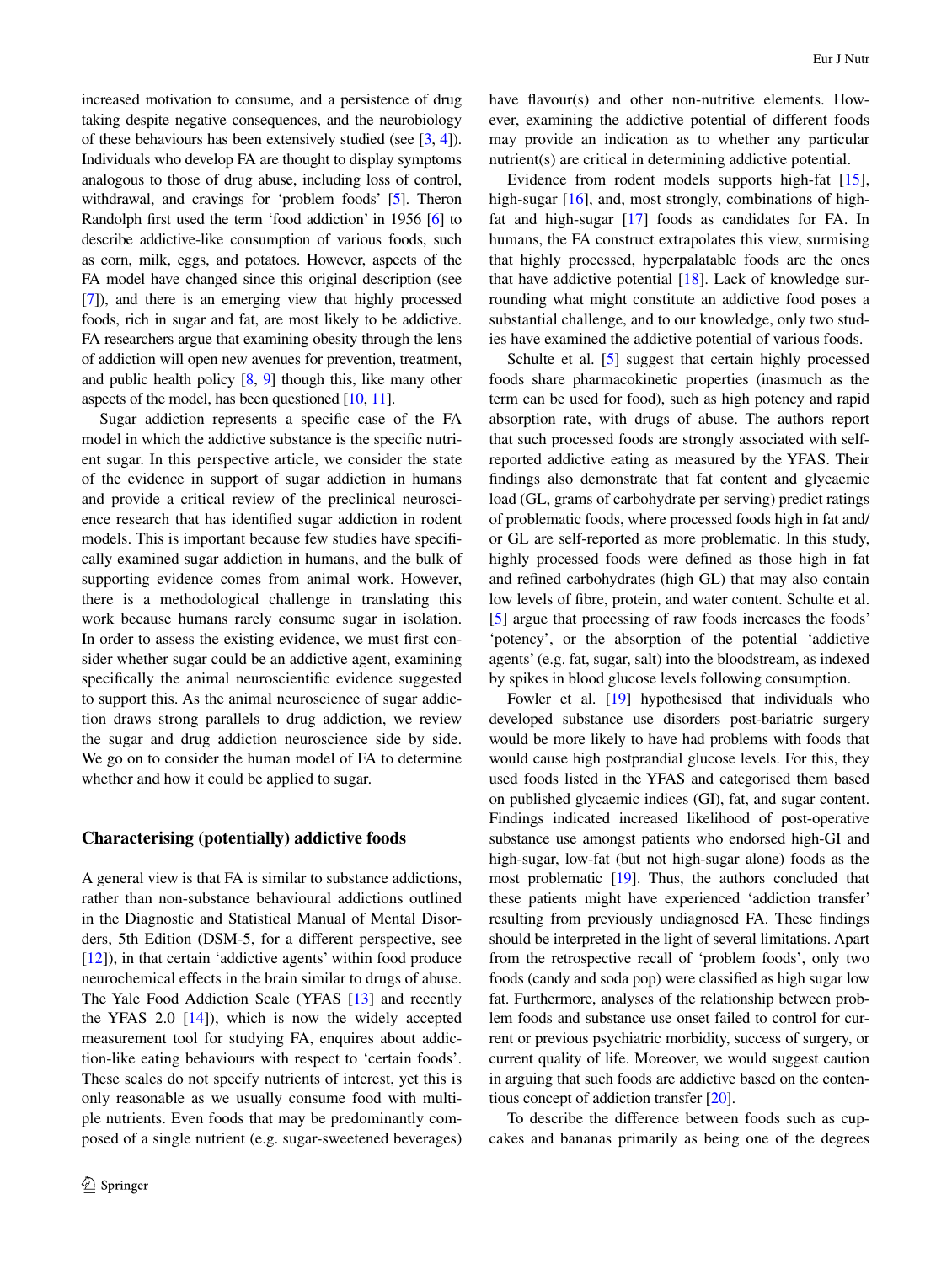increased motivation to consume, and a persistence of drug taking despite negative consequences, and the neurobiology of these behaviours has been extensively studied (see [3, 4]). Individuals who develop FA are thought to display symptoms analogous to those of drug abuse, including loss of control, withdrawal, and cravings for 'problem foods' [5]. Theron Randolph first used the term 'food addiction' in 1956 [6] to describe addictive-like consumption of various foods, such as corn, milk, eggs, and potatoes. However, aspects of the FA model have changed since this original description (see [7]), and there is an emerging view that highly processed foods, rich in sugar and fat, are most likely to be addictive. FA researchers argue that examining obesity through the lens of addiction will open new avenues for prevention, treatment, and public health policy [8, 9] though this, like many other aspects of the model, has been questioned [10, 11].

Sugar addiction represents a specific case of the FA model in which the addictive substance is the specific nutrient sugar. In this perspective article, we consider the state of the evidence in support of sugar addiction in humans and provide a critical review of the preclinical neuroscience research that has identified sugar addiction in rodent models. This is important because few studies have specifically examined sugar addiction in humans, and the bulk of supporting evidence comes from animal work. However, there is a methodological challenge in translating this work because humans rarely consume sugar in isolation. In order to assess the existing evidence, we must first consider whether sugar could be an addictive agent, examining specifically the animal neuroscientific evidence suggested to support this. As the animal neuroscience of sugar addiction draws strong parallels to drug addiction, we review the sugar and drug addiction neuroscience side by side. We go on to consider the human model of FA to determine whether and how it could be applied to sugar.

## Characterising (potentially) addictive foods

A general view is that FA is similar to substance addictions, rather than non-substance behavioural addictions outlined in the Diagnostic and Statistical Manual of Mental Disorders, 5th Edition (DSM-5, for a different perspective, see [12]), in that certain 'addictive agents' within food produce neurochemical effects in the brain similar to drugs of abuse. The Yale Food Addiction Scale (YFAS [13] and recently the YFAS 2.0 [14]), which is now the widely accepted measurement tool for studying FA, enquires about addiction-like eating behaviours with respect to 'certain foods'. These scales do not specify nutrients of interest, yet this is only reasonable as we usually consume food with multiple nutrients. Even foods that may be predominantly composed of a single nutrient (e.g. sugar-sweetened beverages) have flavour(s) and other non-nutritive elements. However, examining the addictive potential of different foods may provide an indication as to whether any particular nutrient(s) are critical in determining addictive potential.

Evidence from rodent models supports high-fat [15], high-sugar [16], and, most strongly, combinations of high-fat and high-sugar [17] foods as candidates for FA. In humans, the FA construct extrapolates this view, surmising that highly processed, hyperpalatable foods are the ones that have addictive potential [18]. Lack of knowledge surrounding what might constitute an addictive food poses a substantial challenge, and to our knowledge, only two studies have examined the addictive potential of various foods.

Schulte et al. [5] suggest that certain highly processed foods share pharmacokinetic properties (inasmuch as the term can be used for food), such as high potency and rapid absorption rate, with drugs of abuse. The authors report that such processed foods are strongly associated with self-reported addictive eating as measured by the YFAS. Their findings also demonstrate that fat content and glycaemic load (GL, grams of carbohydrate per serving) predict ratings of problematic foods, where processed foods high in fat and/or GL are self-reported as more problematic. In this study, highly processed foods were defined as those high in fat and refined carbohydrates (high GL) that may also contain low levels of fibre, protein, and water content. Schulte et al. [5] argue that processing of raw foods increases the foods' 'potency', or the absorption of the potential 'addictive agents' (e.g. fat, sugar, salt) into the bloodstream, as indexed by spikes in blood glucose levels following consumption.

Fowler et al. [19] hypothesised that individuals who developed substance use disorders post-bariatric surgery would be more likely to have had problems with foods that would cause high postprandial glucose levels. For this, they used foods listed in the YFAS and categorised them based on published glycaemic indices (GI), fat, and sugar content. Findings indicated increased likelihood of post-operative substance use amongst patients who endorsed high-GI and high-sugar, low-fat (but not high-sugar alone) foods as the most problematic [19]. Thus, the authors concluded that these patients might have experienced 'addiction transfer' resulting from previously undiagnosed FA. These findings should be interpreted in the light of several limitations. Apart from the retrospective recall of 'problem foods', only two foods (candy and soda pop) were classified as high sugar low fat. Furthermore, analyses of the relationship between problem foods and substance use onset failed to control for current or previous psychiatric morbidity, success of surgery, or current quality of life. Moreover, we would suggest caution in arguing that such foods are addictive based on the contentious concept of addiction transfer [20].

To describe the difference between foods such as cupcakes and bananas primarily as being one of the degrees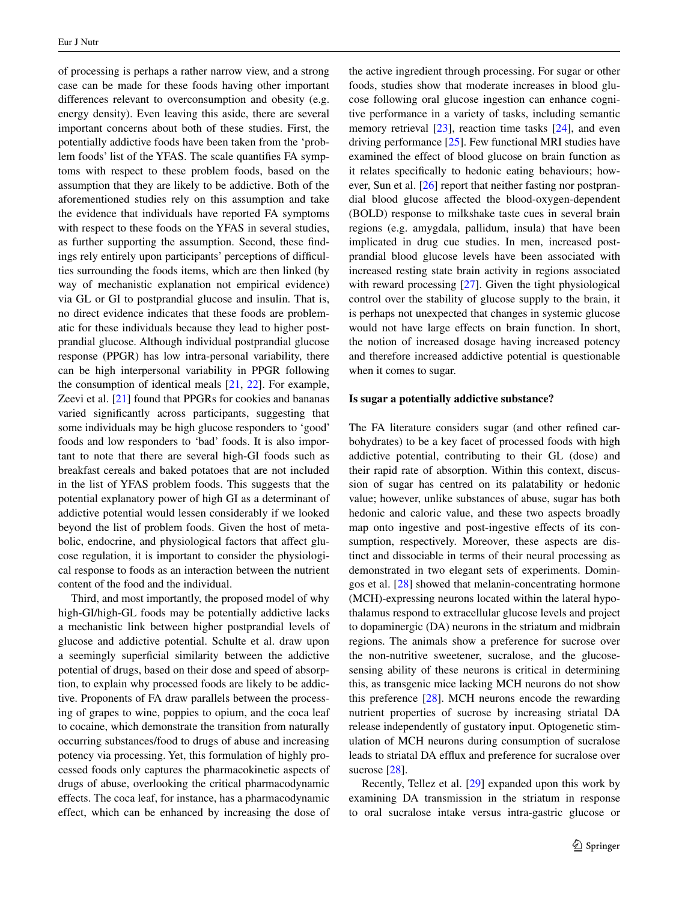of processing is perhaps a rather narrow view, and a strong case can be made for these foods having other important differences relevant to overconsumption and obesity (e.g. energy density). Even leaving this aside, there are several important concerns about both of these studies. First, the potentially addictive foods have been taken from the 'problem foods' list of the YFAS. The scale quantifies FA symptoms with respect to these problem foods, based on the assumption that they are likely to be addictive. Both of the aforementioned studies rely on this assumption and take the evidence that individuals have reported FA symptoms with respect to these foods on the YFAS in several studies, as further supporting the assumption. Second, these findings rely entirely upon participants' perceptions of difficulties surrounding the foods items, which are then linked (by way of mechanistic explanation not empirical evidence) via GL or GI to postprandial glucose and insulin. That is, no direct evidence indicates that these foods are problematic for these individuals because they lead to higher postprandial glucose. Although individual postprandial glucose response (PPGR) has low intra-personal variability, there can be high interpersonal variability in PPGR following the consumption of identical meals [21, 22]. For example, Zeevi et al. [21] found that PPGRs for cookies and bananas varied significantly across participants, suggesting that some individuals may be high glucose responders to 'good' foods and low responders to 'bad' foods. It is also important to note that there are several high-GI foods such as breakfast cereals and baked potatoes that are not included in the list of YFAS problem foods. This suggests that the potential explanatory power of high GI as a determinant of addictive potential would lessen considerably if we looked beyond the list of problem foods. Given the host of metabolic, endocrine, and physiological factors that affect glucose regulation, it is important to consider the physiological response to foods as an interaction between the nutrient content of the food and the individual.

Third, and most importantly, the proposed model of why high-GI/high-GL foods may be potentially addictive lacks a mechanistic link between higher postprandial levels of glucose and addictive potential. Schulte et al. draw upon a seemingly superficial similarity between the addictive potential of drugs, based on their dose and speed of absorption, to explain why processed foods are likely to be addictive. Proponents of FA draw parallels between the processing of grapes to wine, poppies to opium, and the coca leaf to cocaine, which demonstrate the transition from naturally occurring substances/food to drugs of abuse and increasing potency via processing. Yet, this formulation of highly processed foods only captures the pharmacokinetic aspects of drugs of abuse, overlooking the critical pharmacodynamic effects. The coca leaf, for instance, has a pharmacodynamic effect, which can be enhanced by increasing the dose of the active ingredient through processing. For sugar or other foods, studies show that moderate increases in blood glucose following oral glucose ingestion can enhance cognitive performance in a variety of tasks, including semantic memory retrieval [23], reaction time tasks [24], and even driving performance [25]. Few functional MRI studies have examined the effect of blood glucose on brain function as it relates specifically to hedonic eating behaviours; however, Sun et al. [26] report that neither fasting nor postprandial blood glucose affected the blood-oxygen-dependent (BOLD) response to milkshake taste cues in several brain regions (e.g. amygdala, pallidum, insula) that have been implicated in drug cue studies. In men, increased postprandial blood glucose levels have been associated with increased resting state brain activity in regions associated with reward processing [27]. Given the tight physiological control over the stability of glucose supply to the brain, it is perhaps not unexpected that changes in systemic glucose would not have large effects on brain function. In short, the notion of increased dosage having increased potency and therefore increased addictive potential is questionable when it comes to sugar.

#### Is sugar a potentially addictive substance?

The FA literature considers sugar (and other refined carbohydrates) to be a key facet of processed foods with high addictive potential, contributing to their GL (dose) and their rapid rate of absorption. Within this context, discussion of sugar has centred on its palatability or hedonic value; however, unlike substances of abuse, sugar has both hedonic and caloric value, and these two aspects broadly map onto ingestive and post-ingestive effects of its consumption, respectively. Moreover, these aspects are distinct and dissociable in terms of their neural processing as demonstrated in two elegant sets of experiments. Domingos et al. [28] showed that melanin-concentrating hormone (MCH)-expressing neurons located within the lateral hypothalamus respond to extracellular glucose levels and project to dopaminergic (DA) neurons in the striatum and midbrain regions. The animals show a preference for sucrose over the non-nutritive sweetener, sucralose, and the glucose-sensing ability of these neurons is critical in determining this, as transgenic mice lacking MCH neurons do not show this preference [28]. MCH neurons encode the rewarding nutrient properties of sucrose by increasing striatal DA release independently of gustatory input. Optogenetic stimulation of MCH neurons during consumption of sucralose leads to striatal DA efflux and preference for sucralose over sucrose [28].

Recently, Tellez et al. [29] expanded upon this work by examining DA transmission in the striatum in response to oral sucralose intake versus intra-gastric glucose or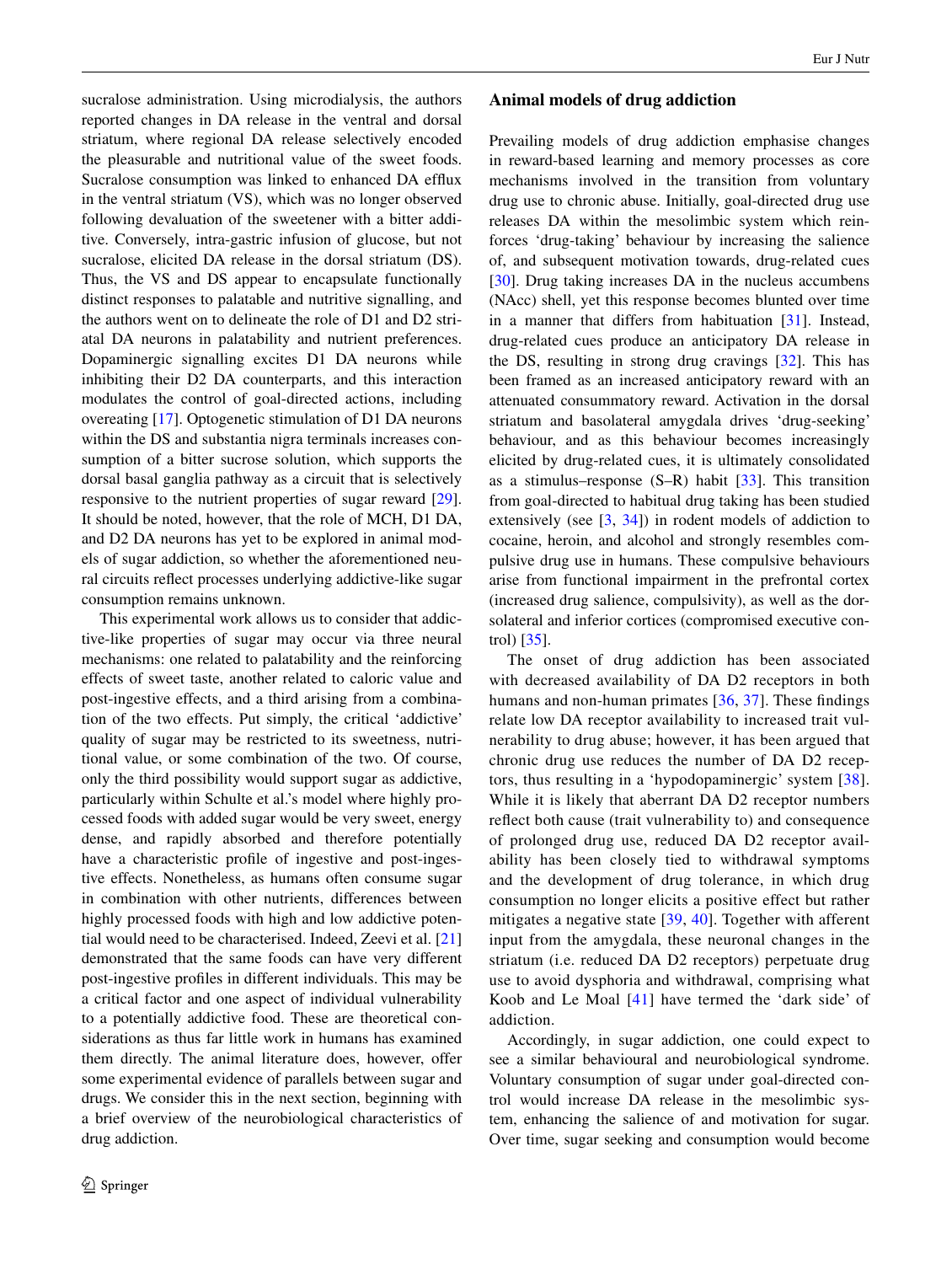sucralose administration. Using microdialysis, the authors reported changes in DA release in the ventral and dorsal striatum, where regional DA release selectively encoded the pleasurable and nutritional value of the sweet foods. Sucralose consumption was linked to enhanced DA efflux in the ventral striatum (VS), which was no longer observed following devaluation of the sweetener with a bitter additive. Conversely, intra-gastric infusion of glucose, but not sucralose, elicited DA release in the dorsal striatum (DS). Thus, the VS and DS appear to encapsulate functionally distinct responses to palatable and nutritive signalling, and the authors went on to delineate the role of D1 and D2 striatal DA neurons in palatability and nutrient preferences. Dopaminergic signalling excites D1 DA neurons while inhibiting their D2 DA counterparts, and this interaction modulates the control of goal-directed actions, including overeating [17]. Optogenetic stimulation of D1 DA neurons within the DS and substantia nigra terminals increases consumption of a bitter sucrose solution, which supports the dorsal basal ganglia pathway as a circuit that is selectively responsive to the nutrient properties of sugar reward [29]. It should be noted, however, that the role of MCH, D1 DA, and D2 DA neurons has yet to be explored in animal models of sugar addiction, so whether the aforementioned neural circuits reflect processes underlying addictive-like sugar consumption remains unknown.

This experimental work allows us to consider that addictive-like properties of sugar may occur via three neural mechanisms: one related to palatability and the reinforcing effects of sweet taste, another related to caloric value and post-ingestive effects, and a third arising from a combination of the two effects. Put simply, the critical 'addictive' quality of sugar may be restricted to its sweetness, nutritional value, or some combination of the two. Of course, only the third possibility would support sugar as addictive, particularly within Schulte et al.'s model where highly processed foods with added sugar would be very sweet, energy dense, and rapidly absorbed and therefore potentially have a characteristic profile of ingestive and post-ingestive effects. Nonetheless, as humans often consume sugar in combination with other nutrients, differences between highly processed foods with high and low addictive potential would need to be characterised. Indeed, Zeevi et al. [21] demonstrated that the same foods can have very different post-ingestive profiles in different individuals. This may be a critical factor and one aspect of individual vulnerability to a potentially addictive food. These are theoretical considerations as thus far little work in humans has examined them directly. The animal literature does, however, offer some experimental evidence of parallels between sugar and drugs. We consider this in the next section, beginning with a brief overview of the neurobiological characteristics of drug addiction.

## Animal models of drug addiction

Prevailing models of drug addiction emphasise changes in reward-based learning and memory processes as core mechanisms involved in the transition from voluntary drug use to chronic abuse. Initially, goal-directed drug use releases DA within the mesolimbic system which reinforces 'drug-taking' behaviour by increasing the salience of, and subsequent motivation towards, drug-related cues [30]. Drug taking increases DA in the nucleus accumbens (NAcc) shell, yet this response becomes blunted over time in a manner that differs from habituation [31]. Instead, drug-related cues produce an anticipatory DA release in the DS, resulting in strong drug cravings [32]. This has been framed as an increased anticipatory reward with an attenuated consummatory reward. Activation in the dorsal striatum and basolateral amygdala drives 'drug-seeking' behaviour, and as this behaviour becomes increasingly elicited by drug-related cues, it is ultimately consolidated as a stimulus–response (S–R) habit [33]. This transition from goal-directed to habitual drug taking has been studied extensively (see [3, 34]) in rodent models of addiction to cocaine, heroin, and alcohol and strongly resembles compulsive drug use in humans. These compulsive behaviours arise from functional impairment in the prefrontal cortex (increased drug salience, compulsivity), as well as the dorsolateral and inferior cortices (compromised executive control) [35].

The onset of drug addiction has been associated with decreased availability of DA D2 receptors in both humans and non-human primates [36, 37]. These findings relate low DA receptor availability to increased trait vulnerability to drug abuse; however, it has been argued that chronic drug use reduces the number of DA D2 receptors, thus resulting in a 'hypodopaminergic' system [38]. While it is likely that aberrant DA D2 receptor numbers reflect both cause (trait vulnerability to) and consequence of prolonged drug use, reduced DA D2 receptor availability has been closely tied to withdrawal symptoms and the development of drug tolerance, in which drug consumption no longer elicits a positive effect but rather mitigates a negative state [39, 40]. Together with afferent input from the amygdala, these neuronal changes in the striatum (i.e. reduced DA D2 receptors) perpetuate drug use to avoid dysphoria and withdrawal, comprising what Koob and Le Moal [41] have termed the 'dark side' of addiction.

Accordingly, in sugar addiction, one could expect to see a similar behavioural and neurobiological syndrome. Voluntary consumption of sugar under goal-directed control would increase DA release in the mesolimbic system, enhancing the salience of and motivation for sugar. Over time, sugar seeking and consumption would become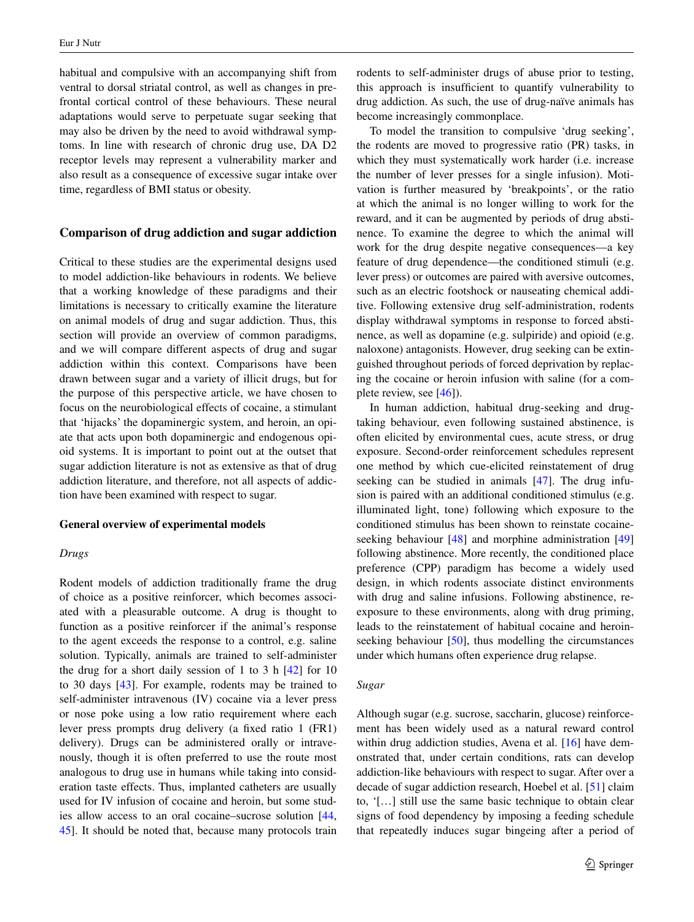habitual and compulsive with an accompanying shift from ventral to dorsal striatal control, as well as changes in prefrontal cortical control of these behaviours. These neural adaptations would serve to perpetuate sugar seeking that may also be driven by the need to avoid withdrawal symptoms. In line with research of chronic drug use, DA D2 receptor levels may represent a vulnerability marker and also result as a consequence of excessive sugar intake over time, regardless of BMI status or obesity.

## Comparison of drug addiction and sugar addiction

Critical to these studies are the experimental designs used to model addiction-like behaviours in rodents. We believe that a working knowledge of these paradigms and their limitations is necessary to critically examine the literature on animal models of drug and sugar addiction. Thus, this section will provide an overview of common paradigms, and we will compare different aspects of drug and sugar addiction within this context. Comparisons have been drawn between sugar and a variety of illicit drugs, but for the purpose of this perspective article, we have chosen to focus on the neurobiological effects of cocaine, a stimulant that 'hijacks' the dopaminergic system, and heroin, an opiate that acts upon both dopaminergic and endogenous opioid systems. It is important to point out at the outset that sugar addiction literature is not as extensive as that of drug addiction literature, and therefore, not all aspects of addiction have been examined with respect to sugar.

### General overview of experimental models

#### *Drugs*

Rodent models of addiction traditionally frame the drug of choice as a positive reinforcer, which becomes associated with a pleasurable outcome. A drug is thought to function as a positive reinforcer if the animal's response to the agent exceeds the response to a control, e.g. saline solution. Typically, animals are trained to self-administer the drug for a short daily session of 1 to 3 h [42] for 10 to 30 days [43]. For example, rodents may be trained to self-administer intravenous (IV) cocaine via a lever press or nose poke using a low ratio requirement where each lever press prompts drug delivery (a fixed ratio 1 (FR1) delivery). Drugs can be administered orally or intravenously, though it is often preferred to use the route most analogous to drug use in humans while taking into consideration taste effects. Thus, implanted catheters are usually used for IV infusion of cocaine and heroin, but some studies allow access to an oral cocaine–sucrose solution [44, 45]. It should be noted that, because many protocols train rodents to self-administer drugs of abuse prior to testing, this approach is insufficient to quantify vulnerability to drug addiction. As such, the use of drug-naïve animals has become increasingly commonplace.

To model the transition to compulsive 'drug seeking', the rodents are moved to progressive ratio (PR) tasks, in which they must systematically work harder (i.e. increase the number of lever presses for a single infusion). Motivation is further measured by 'breakpoints', or the ratio at which the animal is no longer willing to work for the reward, and it can be augmented by periods of drug abstinence. To examine the degree to which the animal will work for the drug despite negative consequences—a key feature of drug dependence—the conditioned stimuli (e.g. lever press) or outcomes are paired with aversive outcomes, such as an electric footshock or nauseating chemical additive. Following extensive drug self-administration, rodents display withdrawal symptoms in response to forced abstinence, as well as dopamine (e.g. sulpiride) and opioid (e.g. naloxone) antagonists. However, drug seeking can be extinguished throughout periods of forced deprivation by replacing the cocaine or heroin infusion with saline (for a complete review, see [46]).

In human addiction, habitual drug-seeking and drug-taking behaviour, even following sustained abstinence, is often elicited by environmental cues, acute stress, or drug exposure. Second-order reinforcement schedules represent one method by which cue-elicited reinstatement of drug seeking can be studied in animals [47]. The drug infusion is paired with an additional conditioned stimulus (e.g. illuminated light, tone) following which exposure to the conditioned stimulus has been shown to reinstate cocaine-seeking behaviour [48] and morphine administration [49] following abstinence. More recently, the conditioned place preference (CPP) paradigm has become a widely used design, in which rodents associate distinct environments with drug and saline infusions. Following abstinence, re-exposure to these environments, along with drug priming, leads to the reinstatement of habitual cocaine and heroin-seeking behaviour [50], thus modelling the circumstances under which humans often experience drug relapse.

#### *Sugar*

Although sugar (e.g. sucrose, saccharin, glucose) reinforcement has been widely used as a natural reward control within drug addiction studies, Avena et al. [16] have demonstrated that, under certain conditions, rats can develop addiction-like behaviours with respect to sugar. After over a decade of sugar addiction research, Hoebel et al. [51] claim to, '[…] still use the same basic technique to obtain clear signs of food dependency by imposing a feeding schedule that repeatedly induces sugar bingeing after a period of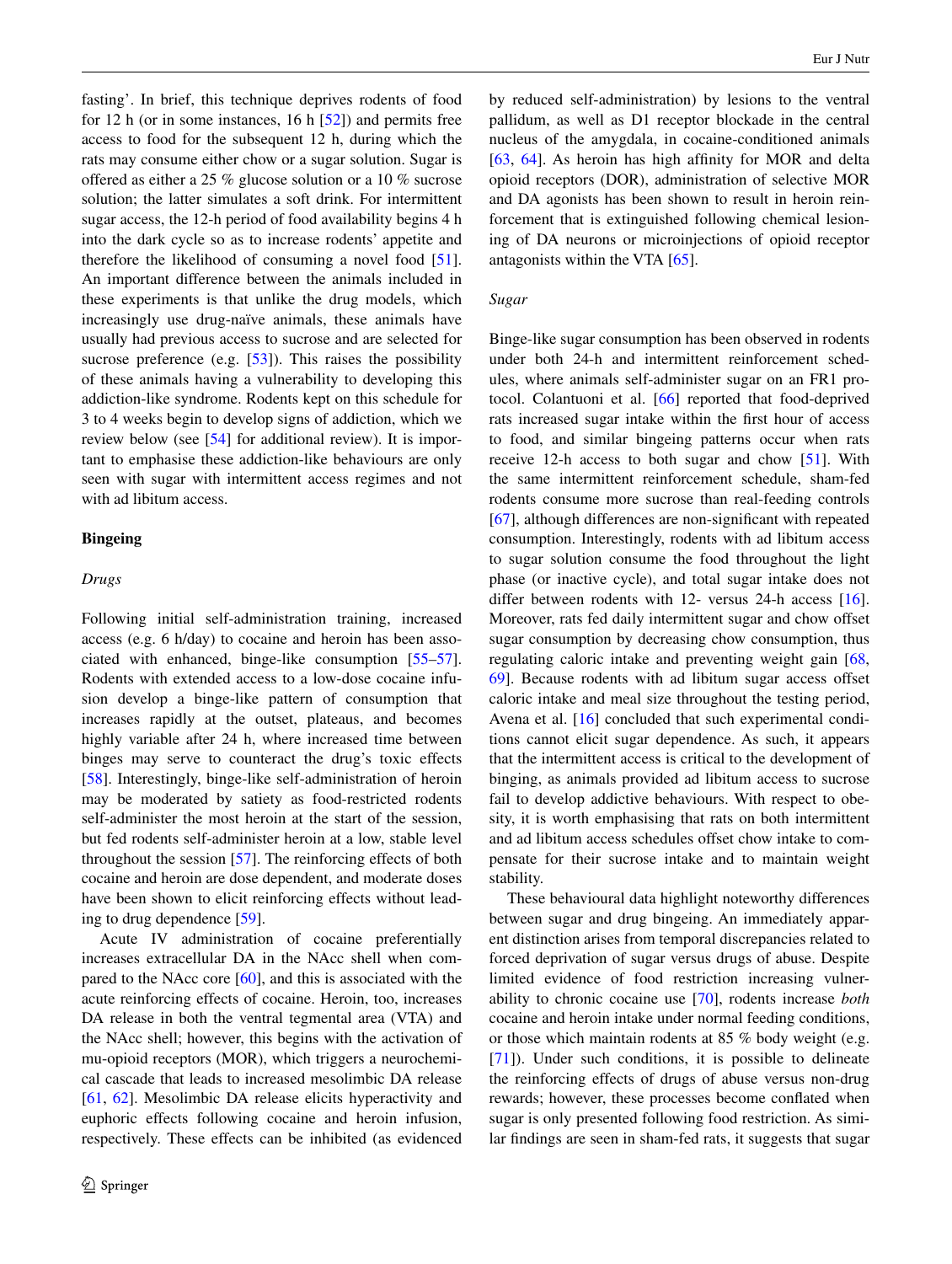fasting'. In brief, this technique deprives rodents of food for 12 h (or in some instances, 16 h [52]) and permits free access to food for the subsequent 12 h, during which the rats may consume either chow or a sugar solution. Sugar is offered as either a 25 % glucose solution or a 10 % sucrose solution; the latter simulates a soft drink. For intermittent sugar access, the 12-h period of food availability begins 4 h into the dark cycle so as to increase rodents' appetite and therefore the likelihood of consuming a novel food [51]. An important difference between the animals included in these experiments is that unlike the drug models, which increasingly use drug-naïve animals, these animals have usually had previous access to sucrose and are selected for sucrose preference (e.g. [53]). This raises the possibility of these animals having a vulnerability to developing this addiction-like syndrome. Rodents kept on this schedule for 3 to 4 weeks begin to develop signs of addiction, which we review below (see [54] for additional review). It is important to emphasise these addiction-like behaviours are only seen with sugar with intermittent access regimes and not with ad libitum access.

**Bingeing**

*Drugs*

Following initial self-administration training, increased access (e.g. 6 h/day) to cocaine and heroin has been associated with enhanced, binge-like consumption [55–57]. Rodents with extended access to a low-dose cocaine infusion develop a binge-like pattern of consumption that increases rapidly at the outset, plateaus, and becomes highly variable after 24 h, where increased time between binges may serve to counteract the drug's toxic effects [58]. Interestingly, binge-like self-administration of heroin may be moderated by satiety as food-restricted rodents self-administer the most heroin at the start of the session, but fed rodents self-administer heroin at a low, stable level throughout the session [57]. The reinforcing effects of both cocaine and heroin are dose dependent, and moderate doses have been shown to elicit reinforcing effects without leading to drug dependence [59].

Acute IV administration of cocaine preferentially increases extracellular DA in the NAcc shell when compared to the NAcc core [60], and this is associated with the acute reinforcing effects of cocaine. Heroin, too, increases DA release in both the ventral tegmental area (VTA) and the NAcc shell; however, this begins with the activation of mu-opioid receptors (MOR), which triggers a neurochemical cascade that leads to increased mesolimbic DA release [61, 62]. Mesolimbic DA release elicits hyperactivity and euphoric effects following cocaine and heroin infusion, respectively. These effects can be inhibited (as evidenced by reduced self-administration) by lesions to the ventral pallidum, as well as D1 receptor blockade in the central nucleus of the amygdala, in cocaine-conditioned animals [63, 64]. As heroin has high affinity for MOR and delta opioid receptors (DOR), administration of selective MOR and DA agonists has been shown to result in heroin reinforcement that is extinguished following chemical lesioning of DA neurons or microinjections of opioid receptor antagonists within the VTA [65].

*Sugar*

Binge-like sugar consumption has been observed in rodents under both 24-h and intermittent reinforcement schedules, where animals self-administer sugar on an FR1 protocol. Colantuoni et al. [66] reported that food-deprived rats increased sugar intake within the first hour of access to food, and similar bingeing patterns occur when rats receive 12-h access to both sugar and chow [51]. With the same intermittent reinforcement schedule, sham-fed rodents consume more sucrose than real-feeding controls [67], although differences are non-significant with repeated consumption. Interestingly, rodents with ad libitum access to sugar solution consume the food throughout the light phase (or inactive cycle), and total sugar intake does not differ between rodents with 12- versus 24-h access [16]. Moreover, rats fed daily intermittent sugar and chow offset sugar consumption by decreasing chow consumption, thus regulating caloric intake and preventing weight gain [68, 69]. Because rodents with ad libitum sugar access offset caloric intake and meal size throughout the testing period, Avena et al. [16] concluded that such experimental conditions cannot elicit sugar dependence. As such, it appears that the intermittent access is critical to the development of binging, as animals provided ad libitum access to sucrose fail to develop addictive behaviours. With respect to obesity, it is worth emphasising that rats on both intermittent and ad libitum access schedules offset chow intake to compensate for their sucrose intake and to maintain weight stability.

These behavioural data highlight noteworthy differences between sugar and drug bingeing. An immediately apparent distinction arises from temporal discrepancies related to forced deprivation of sugar versus drugs of abuse. Despite limited evidence of food restriction increasing vulnerability to chronic cocaine use [70], rodents increase *both* cocaine and heroin intake under normal feeding conditions, or those which maintain rodents at 85 % body weight (e.g. [71]). Under such conditions, it is possible to delineate the reinforcing effects of drugs of abuse versus non-drug rewards; however, these processes become conflated when sugar is only presented following food restriction. As similar findings are seen in sham-fed rats, it suggests that sugar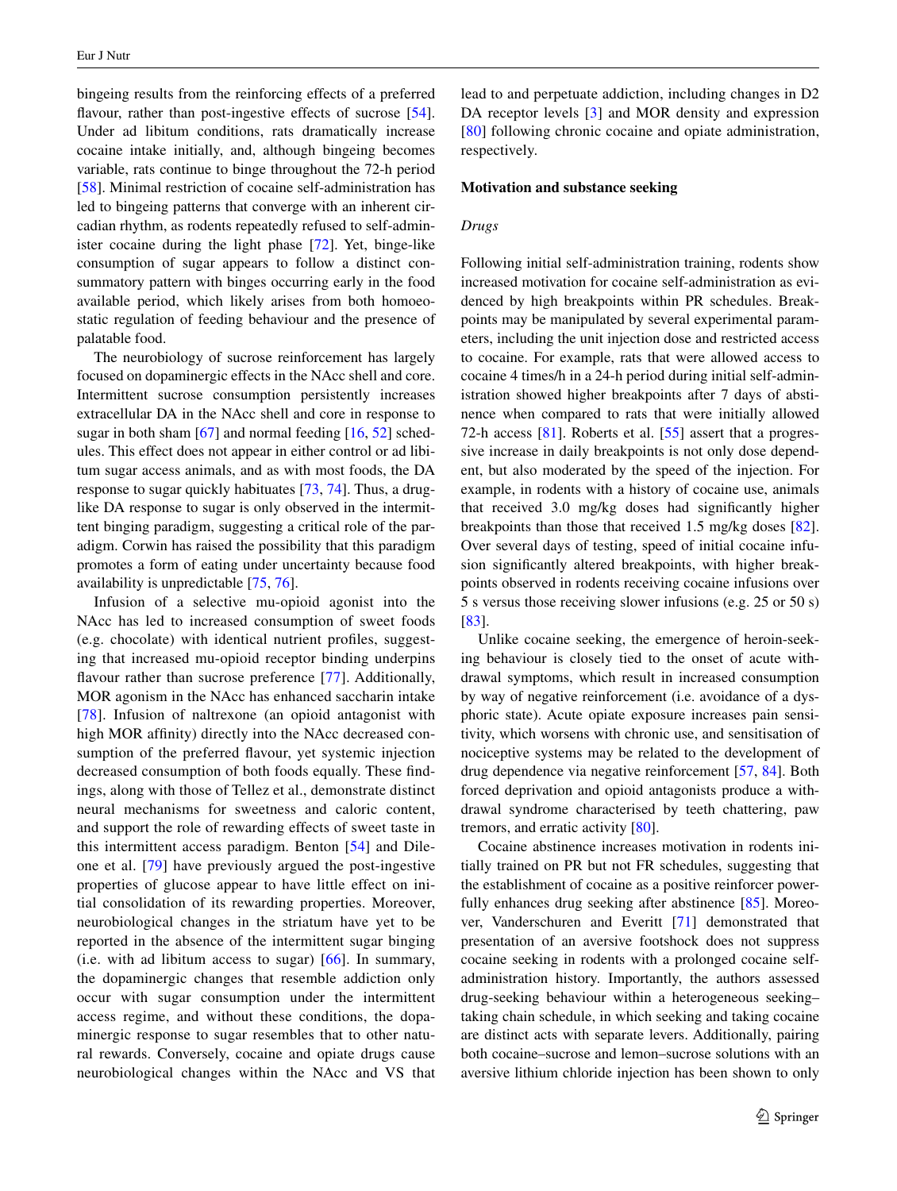bingeing results from the reinforcing effects of a preferred flavour, rather than post-ingestive effects of sucrose [54]. Under ad libitum conditions, rats dramatically increase cocaine intake initially, and, although bingeing becomes variable, rats continue to binge throughout the 72-h period [58]. Minimal restriction of cocaine self-administration has led to bingeing patterns that converge with an inherent circadian rhythm, as rodents repeatedly refused to self-administer cocaine during the light phase [72]. Yet, binge-like consumption of sugar appears to follow a distinct consummatory pattern with binges occurring early in the food available period, which likely arises from both homoeostatic regulation of feeding behaviour and the presence of palatable food.

The neurobiology of sucrose reinforcement has largely focused on dopaminergic effects in the NAcc shell and core. Intermittent sucrose consumption persistently increases extracellular DA in the NAcc shell and core in response to sugar in both sham [67] and normal feeding [16, 52] schedules. This effect does not appear in either control or ad libitum sugar access animals, and as with most foods, the DA response to sugar quickly habituates [73, 74]. Thus, a drug-like DA response to sugar is only observed in the intermittent binging paradigm, suggesting a critical role of the paradigm. Corwin has raised the possibility that this paradigm promotes a form of eating under uncertainty because food availability is unpredictable [75, 76].

Infusion of a selective mu-opioid agonist into the NAcc has led to increased consumption of sweet foods (e.g. chocolate) with identical nutrient profiles, suggesting that increased mu-opioid receptor binding underpins flavour rather than sucrose preference [77]. Additionally, MOR agonism in the NAcc has enhanced saccharin intake [78]. Infusion of naltrexone (an opioid antagonist with high MOR affinity) directly into the NAcc decreased consumption of the preferred flavour, yet systemic injection decreased consumption of both foods equally. These findings, along with those of Tellez et al., demonstrate distinct neural mechanisms for sweetness and caloric content, and support the role of rewarding effects of sweet taste in this intermittent access paradigm. Benton [54] and Dileone et al. [79] have previously argued the post-ingestive properties of glucose appear to have little effect on initial consolidation of its rewarding properties. Moreover, neurobiological changes in the striatum have yet to be reported in the absence of the intermittent sugar binging (i.e. with ad libitum access to sugar) [66]. In summary, the dopaminergic changes that resemble addiction only occur with sugar consumption under the intermittent access regime, and without these conditions, the dopaminergic response to sugar resembles that to other natural rewards. Conversely, cocaine and opiate drugs cause neurobiological changes within the NAcc and VS that lead to and perpetuate addiction, including changes in D2 DA receptor levels [3] and MOR density and expression [80] following chronic cocaine and opiate administration, respectively.

## Motivation and substance seeking

### *Drugs*

Following initial self-administration training, rodents show increased motivation for cocaine self-administration as evidenced by high breakpoints within PR schedules. Breakpoints may be manipulated by several experimental parameters, including the unit injection dose and restricted access to cocaine. For example, rats that were allowed access to cocaine 4 times/h in a 24-h period during initial self-administration showed higher breakpoints after 7 days of abstinence when compared to rats that were initially allowed 72-h access [81]. Roberts et al. [55] assert that a progressive increase in daily breakpoints is not only dose dependent, but also moderated by the speed of the injection. For example, in rodents with a history of cocaine use, animals that received 3.0 mg/kg doses had significantly higher breakpoints than those that received 1.5 mg/kg doses [82]. Over several days of testing, speed of initial cocaine infusion significantly altered breakpoints, with higher breakpoints observed in rodents receiving cocaine infusions over 5 s versus those receiving slower infusions (e.g. 25 or 50 s) [83].

Unlike cocaine seeking, the emergence of heroin-seeking behaviour is closely tied to the onset of acute withdrawal symptoms, which result in increased consumption by way of negative reinforcement (i.e. avoidance of a dysphoric state). Acute opiate exposure increases pain sensitivity, which worsens with chronic use, and sensitisation of nociceptive systems may be related to the development of drug dependence via negative reinforcement [57, 84]. Both forced deprivation and opioid antagonists produce a withdrawal syndrome characterised by teeth chattering, paw tremors, and erratic activity [80].

Cocaine abstinence increases motivation in rodents initially trained on PR but not FR schedules, suggesting that the establishment of cocaine as a positive reinforcer powerfully enhances drug seeking after abstinence [85]. Moreover, Vanderschuren and Everitt [71] demonstrated that presentation of an aversive footshock does not suppress cocaine seeking in rodents with a prolonged cocaine self-administration history. Importantly, the authors assessed drug-seeking behaviour within a heterogeneous seeking–taking chain schedule, in which seeking and taking cocaine are distinct acts with separate levers. Additionally, pairing both cocaine–sucrose and lemon–sucrose solutions with an aversive lithium chloride injection has been shown to only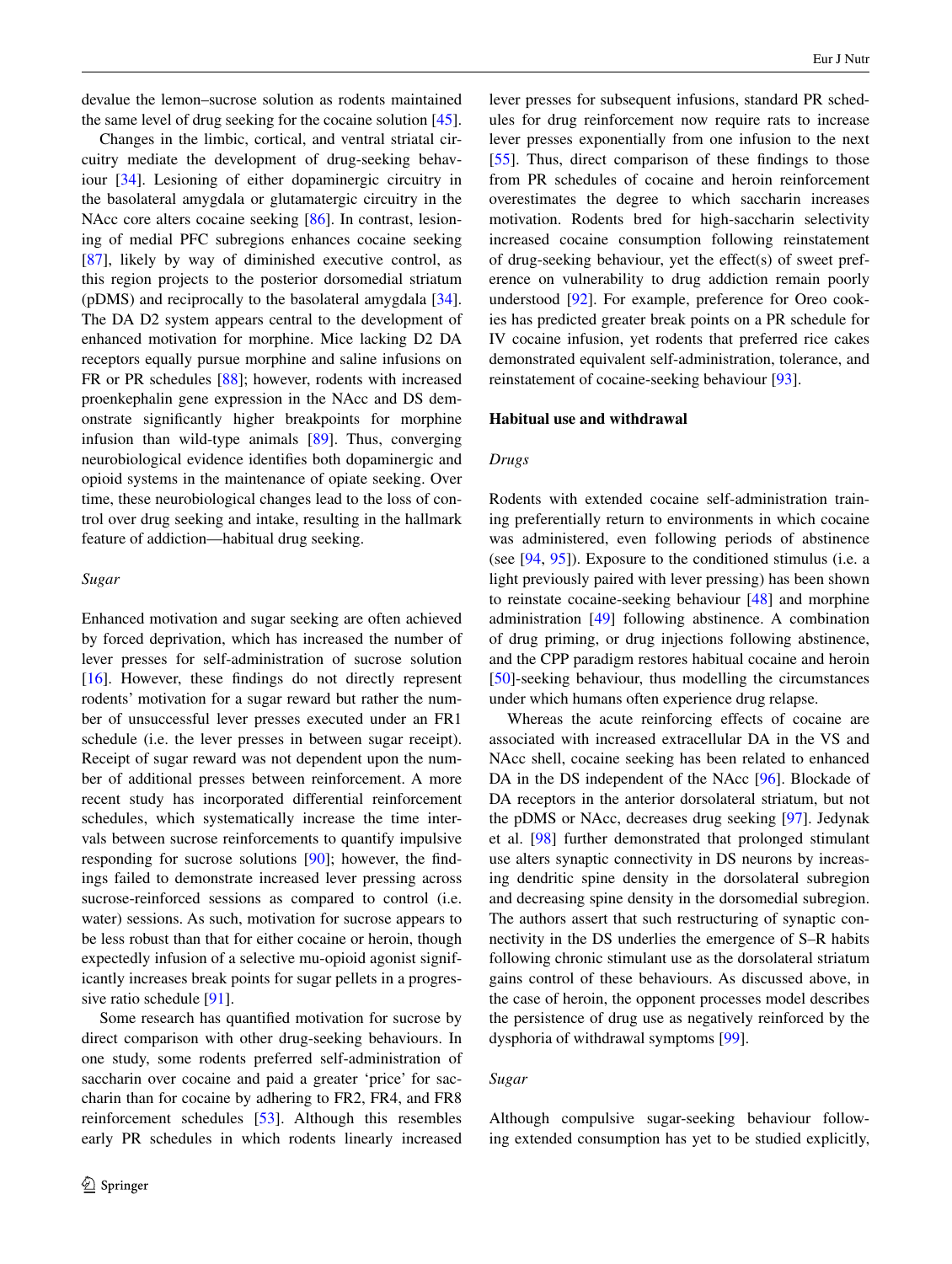devalue the lemon–sucrose solution as rodents maintained the same level of drug seeking for the cocaine solution [45].

Changes in the limbic, cortical, and ventral striatal circuitry mediate the development of drug-seeking behaviour [34]. Lesioning of either dopaminergic circuitry in the basolateral amygdala or glutamatergic circuitry in the NAcc core alters cocaine seeking [86]. In contrast, lesioning of medial PFC subregions enhances cocaine seeking [87], likely by way of diminished executive control, as this region projects to the posterior dorsomedial striatum (pDMS) and reciprocally to the basolateral amygdala [34]. The DA D2 system appears central to the development of enhanced motivation for morphine. Mice lacking D2 DA receptors equally pursue morphine and saline infusions on FR or PR schedules [88]; however, rodents with increased proenkephalin gene expression in the NAcc and DS demonstrate significantly higher breakpoints for morphine infusion than wild-type animals [89]. Thus, converging neurobiological evidence identifies both dopaminergic and opioid systems in the maintenance of opiate seeking. Over time, these neurobiological changes lead to the loss of control over drug seeking and intake, resulting in the hallmark feature of addiction—habitual drug seeking.

*Sugar*

Enhanced motivation and sugar seeking are often achieved by forced deprivation, which has increased the number of lever presses for self-administration of sucrose solution [16]. However, these findings do not directly represent rodents' motivation for a sugar reward but rather the number of unsuccessful lever presses executed under an FR1 schedule (i.e. the lever presses in between sugar receipt). Receipt of sugar reward was not dependent upon the number of additional presses between reinforcement. A more recent study has incorporated differential reinforcement schedules, which systematically increase the time intervals between sucrose reinforcements to quantify impulsive responding for sucrose solutions [90]; however, the findings failed to demonstrate increased lever pressing across sucrose-reinforced sessions as compared to control (i.e. water) sessions. As such, motivation for sucrose appears to be less robust than that for either cocaine or heroin, though expectedly infusion of a selective mu-opioid agonist significantly increases break points for sugar pellets in a progressive ratio schedule [91].

Some research has quantified motivation for sucrose by direct comparison with other drug-seeking behaviours. In one study, some rodents preferred self-administration of saccharin over cocaine and paid a greater 'price' for saccharin than for cocaine by adhering to FR2, FR4, and FR8 reinforcement schedules [53]. Although this resembles early PR schedules in which rodents linearly increased lever presses for subsequent infusions, standard PR schedules for drug reinforcement now require rats to increase lever presses exponentially from one infusion to the next [55]. Thus, direct comparison of these findings to those from PR schedules of cocaine and heroin reinforcement overestimates the degree to which saccharin increases motivation. Rodents bred for high-saccharin selectivity increased cocaine consumption following reinstatement of drug-seeking behaviour, yet the effect(s) of sweet preference on vulnerability to drug addiction remain poorly understood [92]. For example, preference for Oreo cookies has predicted greater break points on a PR schedule for IV cocaine infusion, yet rodents that preferred rice cakes demonstrated equivalent self-administration, tolerance, and reinstatement of cocaine-seeking behaviour [93].

### Habitual use and withdrawal

*Drugs*

Rodents with extended cocaine self-administration training preferentially return to environments in which cocaine was administered, even following periods of abstinence (see [94, 95]). Exposure to the conditioned stimulus (i.e. a light previously paired with lever pressing) has been shown to reinstate cocaine-seeking behaviour [48] and morphine administration [49] following abstinence. A combination of drug priming, or drug injections following abstinence, and the CPP paradigm restores habitual cocaine and heroin [50]-seeking behaviour, thus modelling the circumstances under which humans often experience drug relapse.

Whereas the acute reinforcing effects of cocaine are associated with increased extracellular DA in the VS and NAcc shell, cocaine seeking has been related to enhanced DA in the DS independent of the NAcc [96]. Blockade of DA receptors in the anterior dorsolateral striatum, but not the pDMS or NAcc, decreases drug seeking [97]. Jedynak et al. [98] further demonstrated that prolonged stimulant use alters synaptic connectivity in DS neurons by increasing dendritic spine density in the dorsolateral subregion and decreasing spine density in the dorsomedial subregion. The authors assert that such restructuring of synaptic connectivity in the DS underlies the emergence of S–R habits following chronic stimulant use as the dorsolateral striatum gains control of these behaviours. As discussed above, in the case of heroin, the opponent processes model describes the persistence of drug use as negatively reinforced by the dysphoria of withdrawal symptoms [99].

*Sugar*

Although compulsive sugar-seeking behaviour following extended consumption has yet to be studied explicitly,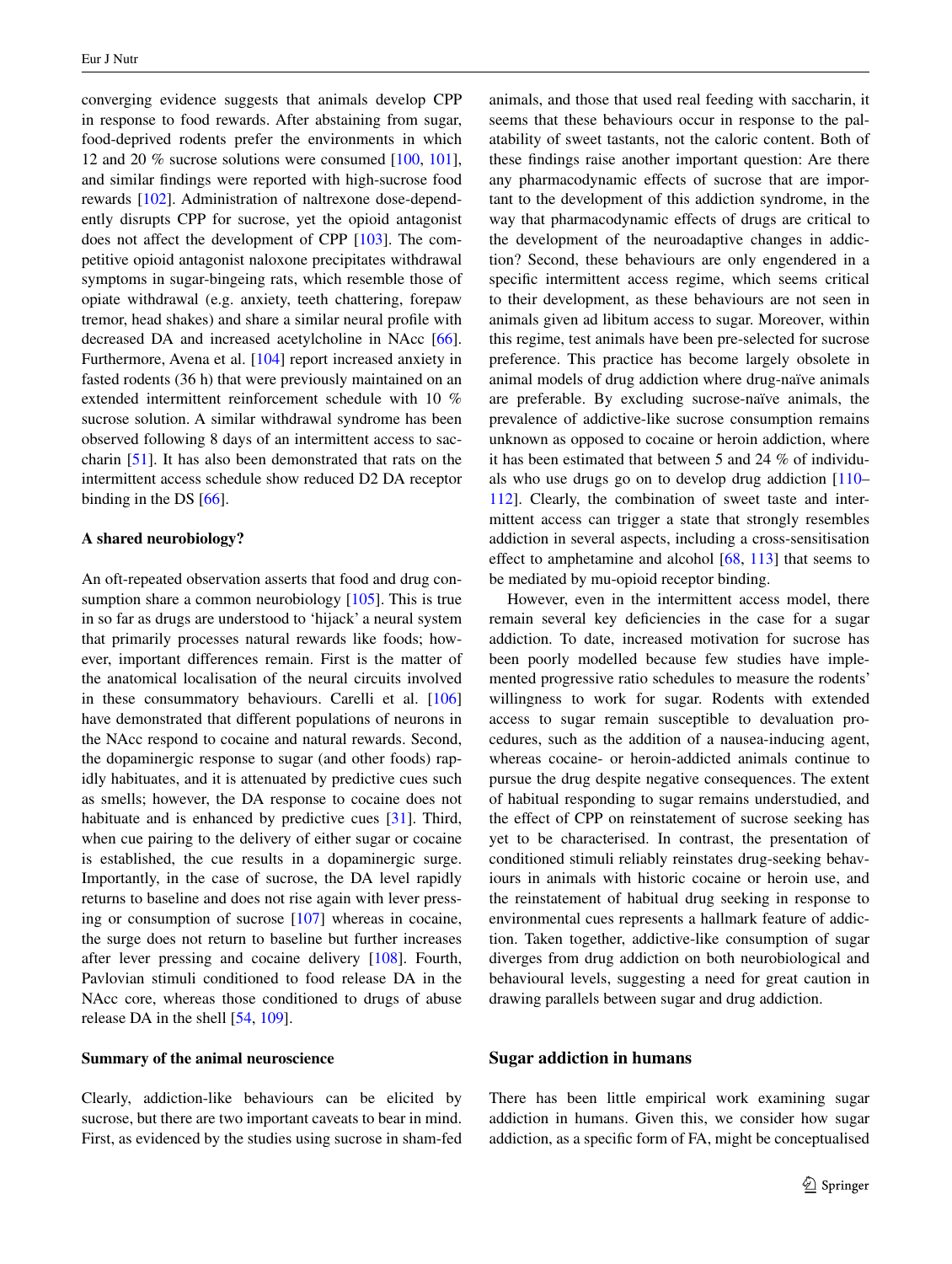converging evidence suggests that animals develop CPP in response to food rewards. After abstaining from sugar, food-deprived rodents prefer the environments in which 12 and 20 % sucrose solutions were consumed [100, 101], and similar findings were reported with high-sucrose food rewards [102]. Administration of naltrexone dose-dependently disrupts CPP for sucrose, yet the opioid antagonist does not affect the development of CPP [103]. The competitive opioid antagonist naloxone precipitates withdrawal symptoms in sugar-bingeing rats, which resemble those of opiate withdrawal (e.g. anxiety, teeth chattering, forepaw tremor, head shakes) and share a similar neural profile with decreased DA and increased acetylcholine in NAcc [66]. Furthermore, Avena et al. [104] report increased anxiety in fasted rodents (36 h) that were previously maintained on an extended intermittent reinforcement schedule with 10 % sucrose solution. A similar withdrawal syndrome has been observed following 8 days of an intermittent access to saccharin [51]. It has also been demonstrated that rats on the intermittent access schedule show reduced D2 DA receptor binding in the DS [66].

### A shared neurobiology?

An oft-repeated observation asserts that food and drug consumption share a common neurobiology [105]. This is true in so far as drugs are understood to 'hijack' a neural system that primarily processes natural rewards like foods; however, important differences remain. First is the matter of the anatomical localisation of the neural circuits involved in these consummatory behaviours. Carelli et al. [106] have demonstrated that different populations of neurons in the NAcc respond to cocaine and natural rewards. Second, the dopaminergic response to sugar (and other foods) rapidly habituates, and it is attenuated by predictive cues such as smells; however, the DA response to cocaine does not habituate and is enhanced by predictive cues [31]. Third, when cue pairing to the delivery of either sugar or cocaine is established, the cue results in a dopaminergic surge. Importantly, in the case of sucrose, the DA level rapidly returns to baseline and does not rise again with lever pressing or consumption of sucrose [107] whereas in cocaine, the surge does not return to baseline but further increases after lever pressing and cocaine delivery [108]. Fourth, Pavlovian stimuli conditioned to food release DA in the NAcc core, whereas those conditioned to drugs of abuse release DA in the shell [54, 109].

### Summary of the animal neuroscience

Clearly, addiction-like behaviours can be elicited by sucrose, but there are two important caveats to bear in mind. First, as evidenced by the studies using sucrose in sham-fed animals, and those that used real feeding with saccharin, it seems that these behaviours occur in response to the palatability of sweet tastants, not the caloric content. Both of these findings raise another important question: Are there any pharmacodynamic effects of sucrose that are important to the development of this addiction syndrome, in the way that pharmacodynamic effects of drugs are critical to the development of the neuroadaptive changes in addiction? Second, these behaviours are only engendered in a specific intermittent access regime, which seems critical to their development, as these behaviours are not seen in animals given ad libitum access to sugar. Moreover, within this regime, test animals have been pre-selected for sucrose preference. This practice has become largely obsolete in animal models of drug addiction where drug-naïve animals are preferable. By excluding sucrose-naïve animals, the prevalence of addictive-like sucrose consumption remains unknown as opposed to cocaine or heroin addiction, where it has been estimated that between 5 and 24 % of individuals who use drugs go on to develop drug addiction [110–112]. Clearly, the combination of sweet taste and intermittent access can trigger a state that strongly resembles addiction in several aspects, including a cross-sensitisation effect to amphetamine and alcohol [68, 113] that seems to be mediated by mu-opioid receptor binding.

However, even in the intermittent access model, there remain several key deficiencies in the case for a sugar addiction. To date, increased motivation for sucrose has been poorly modelled because few studies have implemented progressive ratio schedules to measure the rodents' willingness to work for sugar. Rodents with extended access to sugar remain susceptible to devaluation procedures, such as the addition of a nausea-inducing agent, whereas cocaine- or heroin-addicted animals continue to pursue the drug despite negative consequences. The extent of habitual responding to sugar remains understudied, and the effect of CPP on reinstatement of sucrose seeking has yet to be characterised. In contrast, the presentation of conditioned stimuli reliably reinstates drug-seeking behaviours in animals with historic cocaine or heroin use, and the reinstatement of habitual drug seeking in response to environmental cues represents a hallmark feature of addiction. Taken together, addictive-like consumption of sugar diverges from drug addiction on both neurobiological and behavioural levels, suggesting a need for great caution in drawing parallels between sugar and drug addiction.

## Sugar addiction in humans

There has been little empirical work examining sugar addiction in humans. Given this, we consider how sugar addiction, as a specific form of FA, might be conceptualised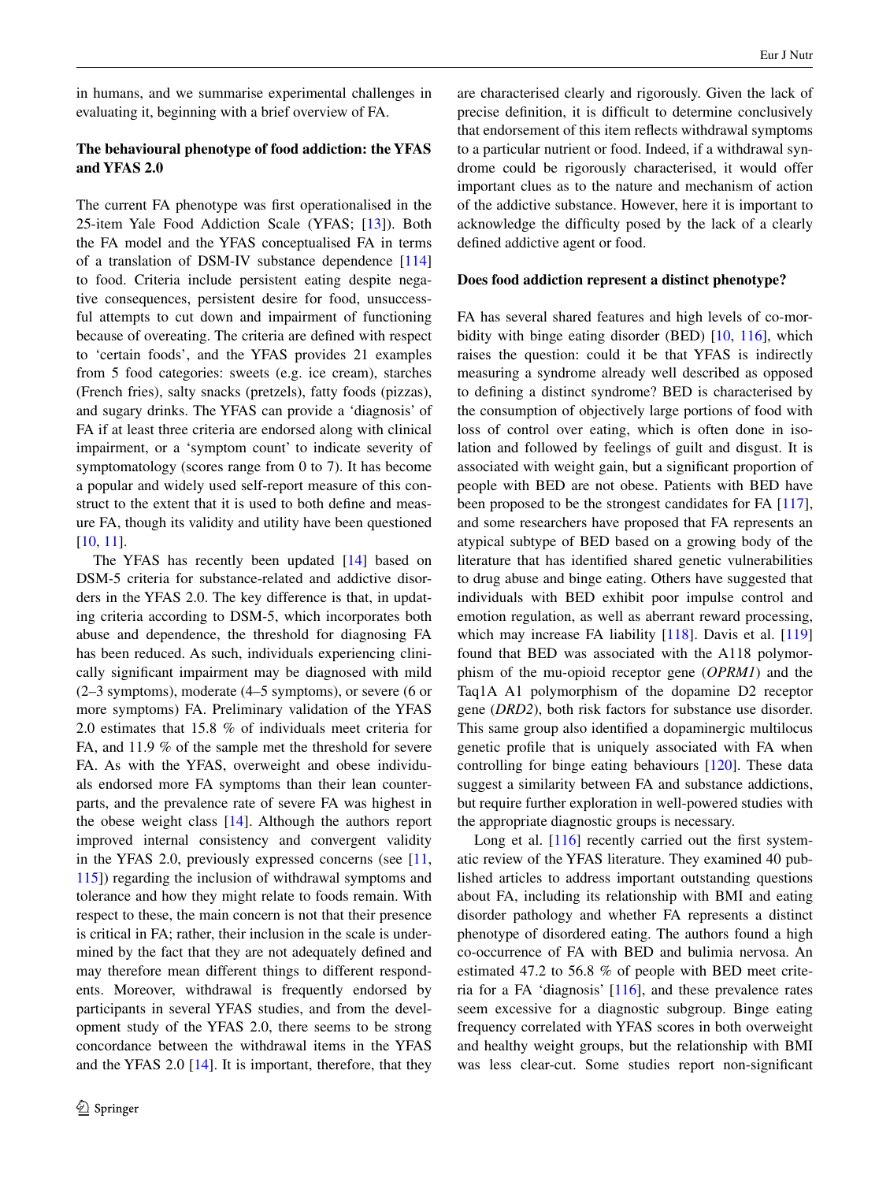in humans, and we summarise experimental challenges in evaluating it, beginning with a brief overview of FA.

## The behavioural phenotype of food addiction: the YFAS and YFAS 2.0

The current FA phenotype was first operationalised in the 25-item Yale Food Addiction Scale (YFAS; [13]). Both the FA model and the YFAS conceptualised FA in terms of a translation of DSM-IV substance dependence [114] to food. Criteria include persistent eating despite negative consequences, persistent desire for food, unsuccessful attempts to cut down and impairment of functioning because of overeating. The criteria are defined with respect to 'certain foods', and the YFAS provides 21 examples from 5 food categories: sweets (e.g. ice cream), starches (French fries), salty snacks (pretzels), fatty foods (pizzas), and sugary drinks. The YFAS can provide a 'diagnosis' of FA if at least three criteria are endorsed along with clinical impairment, or a 'symptom count' to indicate severity of symptomatology (scores range from 0 to 7). It has become a popular and widely used self-report measure of this construct to the extent that it is used to both define and measure FA, though its validity and utility have been questioned [10, 11].

The YFAS has recently been updated [14] based on DSM-5 criteria for substance-related and addictive disorders in the YFAS 2.0. The key difference is that, in updating criteria according to DSM-5, which incorporates both abuse and dependence, the threshold for diagnosing FA has been reduced. As such, individuals experiencing clinically significant impairment may be diagnosed with mild (2–3 symptoms), moderate (4–5 symptoms), or severe (6 or more symptoms) FA. Preliminary validation of the YFAS 2.0 estimates that 15.8 % of individuals meet criteria for FA, and 11.9 % of the sample met the threshold for severe FA. As with the YFAS, overweight and obese individuals endorsed more FA symptoms than their lean counterparts, and the prevalence rate of severe FA was highest in the obese weight class [14]. Although the authors report improved internal consistency and convergent validity in the YFAS 2.0, previously expressed concerns (see [11, 115]) regarding the inclusion of withdrawal symptoms and tolerance and how they might relate to foods remain. With respect to these, the main concern is not that their presence is critical in FA; rather, their inclusion in the scale is undermined by the fact that they are not adequately defined and may therefore mean different things to different respondents. Moreover, withdrawal is frequently endorsed by participants in several YFAS studies, and from the development study of the YFAS 2.0, there seems to be strong concordance between the withdrawal items in the YFAS and the YFAS 2.0 [14]. It is important, therefore, that they are characterised clearly and rigorously. Given the lack of precise definition, it is difficult to determine conclusively that endorsement of this item reflects withdrawal symptoms to a particular nutrient or food. Indeed, if a withdrawal syndrome could be rigorously characterised, it would offer important clues as to the nature and mechanism of action of the addictive substance. However, here it is important to acknowledge the difficulty posed by the lack of a clearly defined addictive agent or food.

## Does food addiction represent a distinct phenotype?

FA has several shared features and high levels of co-morbidity with binge eating disorder (BED) [10, 116], which raises the question: could it be that YFAS is indirectly measuring a syndrome already well described as opposed to defining a distinct syndrome? BED is characterised by the consumption of objectively large portions of food with loss of control over eating, which is often done in isolation and followed by feelings of guilt and disgust. It is associated with weight gain, but a significant proportion of people with BED are not obese. Patients with BED have been proposed to be the strongest candidates for FA [117], and some researchers have proposed that FA represents an atypical subtype of BED based on a growing body of the literature that has identified shared genetic vulnerabilities to drug abuse and binge eating. Others have suggested that individuals with BED exhibit poor impulse control and emotion regulation, as well as aberrant reward processing, which may increase FA liability [118]. Davis et al. [119] found that BED was associated with the A118 polymorphism of the mu-opioid receptor gene (*OPRM1*) and the Taq1A A1 polymorphism of the dopamine D2 receptor gene (*DRD2*), both risk factors for substance use disorder. This same group also identified a dopaminergic multilocus genetic profile that is uniquely associated with FA when controlling for binge eating behaviours [120]. These data suggest a similarity between FA and substance addictions, but require further exploration in well-powered studies with the appropriate diagnostic groups is necessary.

Long et al. [116] recently carried out the first systematic review of the YFAS literature. They examined 40 published articles to address important outstanding questions about FA, including its relationship with BMI and eating disorder pathology and whether FA represents a distinct phenotype of disordered eating. The authors found a high co-occurrence of FA with BED and bulimia nervosa. An estimated 47.2 to 56.8 % of people with BED meet criteria for a FA 'diagnosis' [116], and these prevalence rates seem excessive for a diagnostic subgroup. Binge eating frequency correlated with YFAS scores in both overweight and healthy weight groups, but the relationship with BMI was less clear-cut. Some studies report non-significant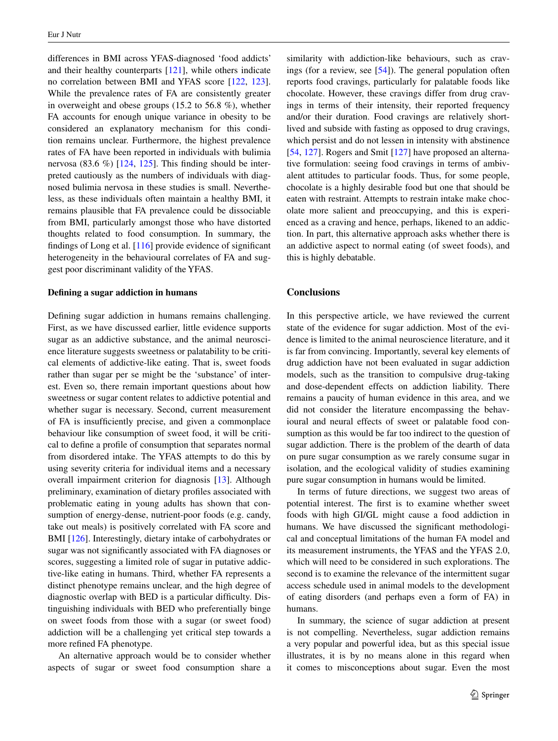differences in BMI across YFAS-diagnosed 'food addicts' and their healthy counterparts [121], while others indicate no correlation between BMI and YFAS score [122, 123]. While the prevalence rates of FA are consistently greater in overweight and obese groups (15.2 to 56.8 %), whether FA accounts for enough unique variance in obesity to be considered an explanatory mechanism for this condition remains unclear. Furthermore, the highest prevalence rates of FA have been reported in individuals with bulimia nervosa (83.6 %) [124, 125]. This finding should be interpreted cautiously as the numbers of individuals with diagnosed bulimia nervosa in these studies is small. Nevertheless, as these individuals often maintain a healthy BMI, it remains plausible that FA prevalence could be dissociable from BMI, particularly amongst those who have distorted thoughts related to food consumption. In summary, the findings of Long et al. [116] provide evidence of significant heterogeneity in the behavioural correlates of FA and suggest poor discriminant validity of the YFAS.

### Defining a sugar addiction in humans

Defining sugar addiction in humans remains challenging. First, as we have discussed earlier, little evidence supports sugar as an addictive substance, and the animal neuroscience literature suggests sweetness or palatability to be critical elements of addictive-like eating. That is, sweet foods rather than sugar per se might be the 'substance' of interest. Even so, there remain important questions about how sweetness or sugar content relates to addictive potential and whether sugar is necessary. Second, current measurement of FA is insufficiently precise, and given a commonplace behaviour like consumption of sweet food, it will be critical to define a profile of consumption that separates normal from disordered intake. The YFAS attempts to do this by using severity criteria for individual items and a necessary overall impairment criterion for diagnosis [13]. Although preliminary, examination of dietary profiles associated with problematic eating in young adults has shown that consumption of energy-dense, nutrient-poor foods (e.g. candy, take out meals) is positively correlated with FA score and BMI [126]. Interestingly, dietary intake of carbohydrates or sugar was not significantly associated with FA diagnoses or scores, suggesting a limited role of sugar in putative addictive-like eating in humans. Third, whether FA represents a distinct phenotype remains unclear, and the high degree of diagnostic overlap with BED is a particular difficulty. Distinguishing individuals with BED who preferentially binge on sweet foods from those with a sugar (or sweet food) addiction will be a challenging yet critical step towards a more refined FA phenotype.

An alternative approach would be to consider whether aspects of sugar or sweet food consumption share a similarity with addiction-like behaviours, such as cravings (for a review, see [54]). The general population often reports food cravings, particularly for palatable foods like chocolate. However, these cravings differ from drug cravings in terms of their intensity, their reported frequency and/or their duration. Food cravings are relatively short-lived and subside with fasting as opposed to drug cravings, which persist and do not lessen in intensity with abstinence [54, 127]. Rogers and Smit [127] have proposed an alternative formulation: seeing food cravings in terms of ambivalent attitudes to particular foods. Thus, for some people, chocolate is a highly desirable food but one that should be eaten with restraint. Attempts to restrain intake make chocolate more salient and preoccupying, and this is experienced as a craving and hence, perhaps, likened to an addiction. In part, this alternative approach asks whether there is an addictive aspect to normal eating (of sweet foods), and this is highly debatable.

## Conclusions

In this perspective article, we have reviewed the current state of the evidence for sugar addiction. Most of the evidence is limited to the animal neuroscience literature, and it is far from convincing. Importantly, several key elements of drug addiction have not been evaluated in sugar addiction models, such as the transition to compulsive drug-taking and dose-dependent effects on addiction liability. There remains a paucity of human evidence in this area, and we did not consider the literature encompassing the behavioural and neural effects of sweet or palatable food consumption as this would be far too indirect to the question of sugar addiction. There is the problem of the dearth of data on pure sugar consumption as we rarely consume sugar in isolation, and the ecological validity of studies examining pure sugar consumption in humans would be limited.

In terms of future directions, we suggest two areas of potential interest. The first is to examine whether sweet foods with high GI/GL might cause a food addiction in humans. We have discussed the significant methodological and conceptual limitations of the human FA model and its measurement instruments, the YFAS and the YFAS 2.0, which will need to be considered in such explorations. The second is to examine the relevance of the intermittent sugar access schedule used in animal models to the development of eating disorders (and perhaps even a form of FA) in humans.

In summary, the science of sugar addiction at present is not compelling. Nevertheless, sugar addiction remains a very popular and powerful idea, but as this special issue illustrates, it is by no means alone in this regard when it comes to misconceptions about sugar. Even the most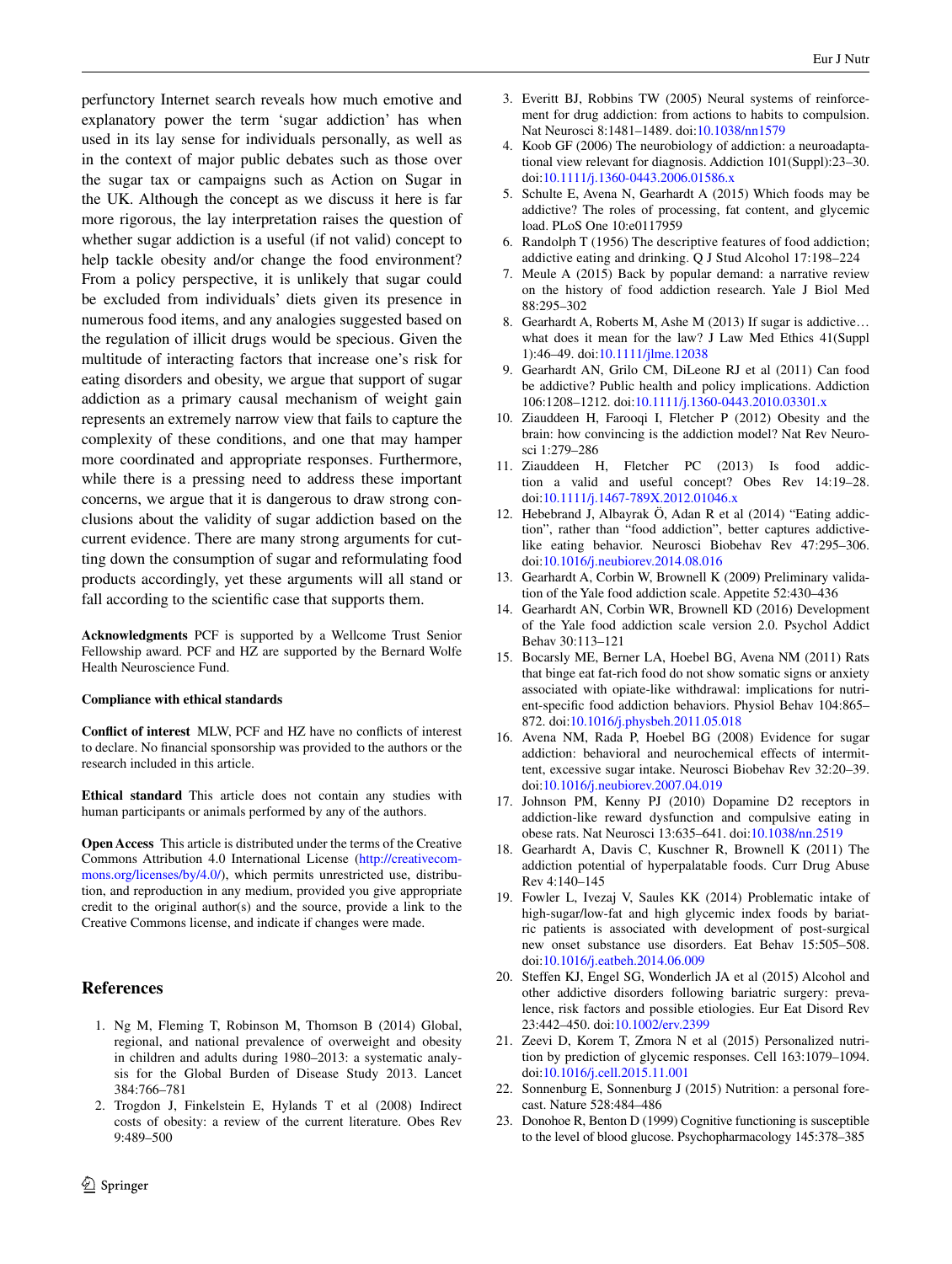perfunctory Internet search reveals how much emotive and explanatory power the term 'sugar addiction' has when used in its lay sense for individuals personally, as well as in the context of major public debates such as those over the sugar tax or campaigns such as Action on Sugar in the UK. Although the concept as we discuss it here is far more rigorous, the lay interpretation raises the question of whether sugar addiction is a useful (if not valid) concept to help tackle obesity and/or change the food environment? From a policy perspective, it is unlikely that sugar could be excluded from individuals' diets given its presence in numerous food items, and any analogies suggested based on the regulation of illicit drugs would be specious. Given the multitude of interacting factors that increase one's risk for eating disorders and obesity, we argue that support of sugar addiction as a primary causal mechanism of weight gain represents an extremely narrow view that fails to capture the complexity of these conditions, and one that may hamper more coordinated and appropriate responses. Furthermore, while there is a pressing need to address these important concerns, we argue that it is dangerous to draw strong conclusions about the validity of sugar addiction based on the current evidence. There are many strong arguments for cutting down the consumption of sugar and reformulating food products accordingly, yet these arguments will all stand or fall according to the scientific case that supports them.

**Acknowledgments** PCF is supported by a Wellcome Trust Senior Fellowship award. PCF and HZ are supported by the Bernard Wolfe Health Neuroscience Fund.

**Compliance with ethical standards**

**Conflict of interest** MLW, PCF and HZ have no conflicts of interest to declare. No financial sponsorship was provided to the authors or the research included in this article.

**Ethical standard** This article does not contain any studies with human participants or animals performed by any of the authors.

**Open Access** This article is distributed under the terms of the Creative Commons Attribution 4.0 International License (http://creativecommons.org/licenses/by/4.0/), which permits unrestricted use, distribution, and reproduction in any medium, provided you give appropriate credit to the original author(s) and the source, provide a link to the Creative Commons license, and indicate if changes were made.

## References

1. Ng M, Fleming T, Robinson M, Thomson B (2014) Global, regional, and national prevalence of overweight and obesity in children and adults during 1980–2013: a systematic analysis for the Global Burden of Disease Study 2013. Lancet 384:766–781
2. Trogdon J, Finkelstein E, Hylands T et al (2008) Indirect costs of obesity: a review of the current literature. Obes Rev 9:489–500
3. Everitt BJ, Robbins TW (2005) Neural systems of reinforcement for drug addiction: from actions to habits to compulsion. Nat Neurosci 8:1481–1489. doi:10.1038/nn1579
4. Koob GF (2006) The neurobiology of addiction: a neuroadaptational view relevant for diagnosis. Addiction 101(Suppl):23–30. doi:10.1111/j.1360-0443.2006.01586.x
5. Schulte E, Avena N, Gearhardt A (2015) Which foods may be addictive? The roles of processing, fat content, and glycemic load. PLoS One 10:e0117959
6. Randolph T (1956) The descriptive features of food addiction; addictive eating and drinking. Q J Stud Alcohol 17:198–224
7. Meule A (2015) Back by popular demand: a narrative review on the history of food addiction research. Yale J Biol Med 88:295–302
8. Gearhardt A, Roberts M, Ashe M (2013) If sugar is addictive… what does it mean for the law? J Law Med Ethics 41(Suppl 1):46–49. doi:10.1111/jlme.12038
9. Gearhardt AN, Grilo CM, DiLeone RJ et al (2011) Can food be addictive? Public health and policy implications. Addiction 106:1208–1212. doi:10.1111/j.1360-0443.2010.03301.x
10. Ziauddeen H, Farooqi I, Fletcher P (2012) Obesity and the brain: how convincing is the addiction model? Nat Rev Neurosci 1:279–286
11. Ziauddeen H, Fletcher PC (2013) Is food addiction a valid and useful concept? Obes Rev 14:19–28. doi:10.1111/j.1467-789X.2012.01046.x
12. Hebebrand J, Albayrak Ö, Adan R et al (2014) "Eating addiction", rather than "food addiction", better captures addictive-like eating behavior. Neurosci Biobehav Rev 47:295–306. doi:10.1016/j.neubiorev.2014.08.016
13. Gearhardt A, Corbin W, Brownell K (2009) Preliminary validation of the Yale food addiction scale. Appetite 52:430–436
14. Gearhardt AN, Corbin WR, Brownell KD (2016) Development of the Yale food addiction scale version 2.0. Psychol Addict Behav 30:113–121
15. Bocarsly ME, Berner LA, Hoebel BG, Avena NM (2011) Rats that binge eat fat-rich food do not show somatic signs or anxiety associated with opiate-like withdrawal: implications for nutrient-specific food addiction behaviors. Physiol Behav 104:865–872. doi:10.1016/j.physbeh.2011.05.018
16. Avena NM, Rada P, Hoebel BG (2008) Evidence for sugar addiction: behavioral and neurochemical effects of intermittent, excessive sugar intake. Neurosci Biobehav Rev 32:20–39. doi:10.1016/j.neubiorev.2007.04.019
17. Johnson PM, Kenny PJ (2010) Dopamine D2 receptors in addiction-like reward dysfunction and compulsive eating in obese rats. Nat Neurosci 13:635–641. doi:10.1038/nn.2519
18. Gearhardt A, Davis C, Kuschner R, Brownell K (2011) The addiction potential of hyperpalatable foods. Curr Drug Abuse Rev 4:140–145
19. Fowler L, Ivezaj V, Saules KK (2014) Problematic intake of high-sugar/low-fat and high glycemic index foods by bariatric patients is associated with development of post-surgical new onset substance use disorders. Eat Behav 15:505–508. doi:10.1016/j.eatbeh.2014.06.009
20. Steffen KJ, Engel SG, Wonderlich JA et al (2015) Alcohol and other addictive disorders following bariatric surgery: prevalence, risk factors and possible etiologies. Eur Eat Disord Rev 23:442–450. doi:10.1002/erv.2399
21. Zeevi D, Korem T, Zmora N et al (2015) Personalized nutrition by prediction of glycemic responses. Cell 163:1079–1094. doi:10.1016/j.cell.2015.11.001
22. Sonnenburg E, Sonnenburg J (2015) Nutrition: a personal forecast. Nature 528:484–486
23. Donohoe R, Benton D (1999) Cognitive functioning is susceptible to the level of blood glucose. Psychopharmacology 145:378–385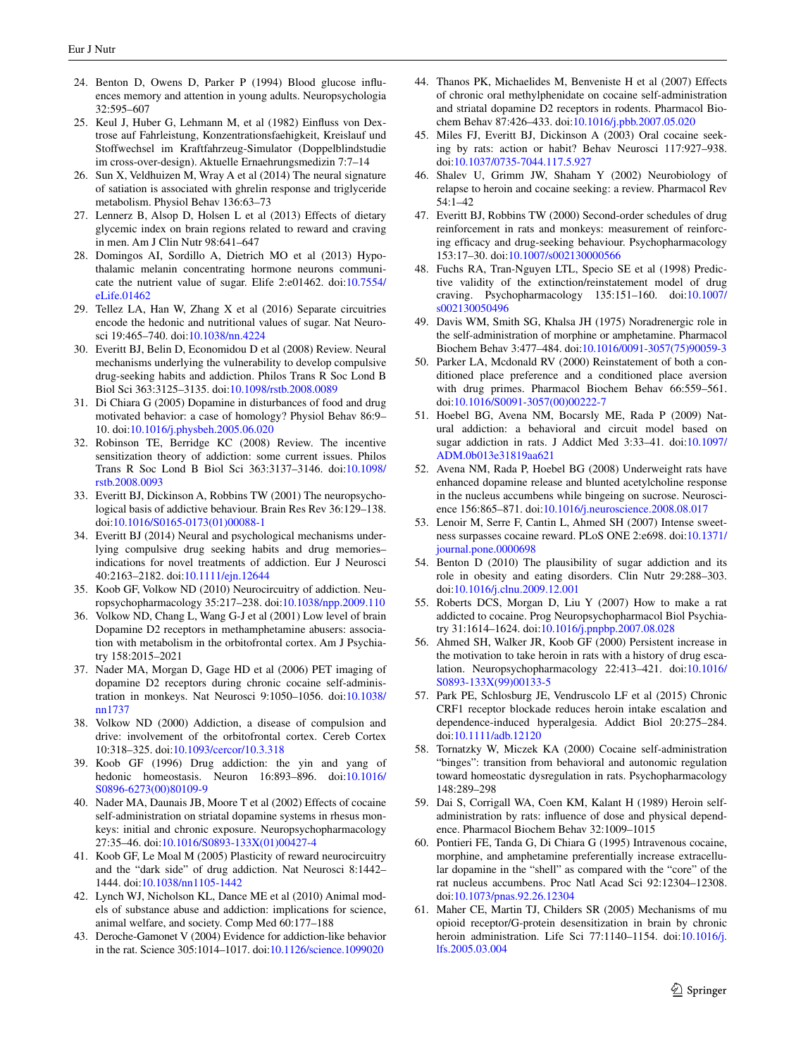24. Benton D, Owens D, Parker P (1994) Blood glucose influences memory and attention in young adults. Neuropsychologia 32:595–607
25. Keul J, Huber G, Lehmann M, et al (1982) Einfluss von Dextrose auf Fahrleistung, Konzentrationsfaehigkeit, Kreislauf und Stoffwechsel im Kraftfahrzeug-Simulator (Doppelblindstudie im cross-over-design). Aktuelle Ernaehrungsmedizin 7:7–14
26. Sun X, Veldhuizen M, Wray A et al (2014) The neural signature of satiation is associated with ghrelin response and triglyceride metabolism. Physiol Behav 136:63–73
27. Lennerz B, Alsop D, Holsen L et al (2013) Effects of dietary glycemic index on brain regions related to reward and craving in men. Am J Clin Nutr 98:641–647
28. Domingos AI, Sordillo A, Dietrich MO et al (2013) Hypothalamic melanin concentrating hormone neurons communicate the nutrient value of sugar. Elife 2:e01462. doi:10.7554/eLife.01462
29. Tellez LA, Han W, Zhang X et al (2016) Separate circuitries encode the hedonic and nutritional values of sugar. Nat Neurosci 19:465–740. doi:10.1038/nn.4224
30. Everitt BJ, Belin D, Economidou D et al (2008) Review. Neural mechanisms underlying the vulnerability to develop compulsive drug-seeking habits and addiction. Philos Trans R Soc Lond B Biol Sci 363:3125–3135. doi:10.1098/rstb.2008.0089
31. Di Chiara G (2005) Dopamine in disturbances of food and drug motivated behavior: a case of homology? Physiol Behav 86:9–10. doi:10.1016/j.physbeh.2005.06.020
32. Robinson TE, Berridge KC (2008) Review. The incentive sensitization theory of addiction: some current issues. Philos Trans R Soc Lond B Biol Sci 363:3137–3146. doi:10.1098/rstb.2008.0093
33. Everitt BJ, Dickinson A, Robbins TW (2001) The neuropsychological basis of addictive behaviour. Brain Res Rev 36:129–138. doi:10.1016/S0165-0173(01)00088-1
34. Everitt BJ (2014) Neural and psychological mechanisms underlying compulsive drug seeking habits and drug memories–indications for novel treatments of addiction. Eur J Neurosci 40:2163–2182. doi:10.1111/ejn.12644
35. Koob GF, Volkow ND (2010) Neurocircuitry of addiction. Neuropsychopharmacology 35:217–238. doi:10.1038/npp.2009.110
36. Volkow ND, Chang L, Wang G-J et al (2001) Low level of brain Dopamine D2 receptors in methamphetamine abusers: association with metabolism in the orbitofrontal cortex. Am J Psychiatry 158:2015–2021
37. Nader MA, Morgan D, Gage HD et al (2006) PET imaging of dopamine D2 receptors during chronic cocaine self-administration in monkeys. Nat Neurosci 9:1050–1056. doi:10.1038/nn1737
38. Volkow ND (2000) Addiction, a disease of compulsion and drive: involvement of the orbitofrontal cortex. Cereb Cortex 10:318–325. doi:10.1093/cercor/10.3.318
39. Koob GF (1996) Drug addiction: the yin and yang of hedonic homeostasis. Neuron 16:893–896. doi:10.1016/S0896-6273(00)80109-9
40. Nader MA, Daunais JB, Moore T et al (2002) Effects of cocaine self-administration on striatal dopamine systems in rhesus monkeys: initial and chronic exposure. Neuropsychopharmacology 27:35–46. doi:10.1016/S0893-133X(01)00427-4
41. Koob GF, Le Moal M (2005) Plasticity of reward neurocircuitry and the "dark side" of drug addiction. Nat Neurosci 8:1442–1444. doi:10.1038/nn1105-1442
42. Lynch WJ, Nicholson KL, Dance ME et al (2010) Animal models of substance abuse and addiction: implications for science, animal welfare, and society. Comp Med 60:177–188
43. Deroche-Gamonet V (2004) Evidence for addiction-like behavior in the rat. Science 305:1014–1017. doi:10.1126/science.1099020
44. Thanos PK, Michaelides M, Benveniste H et al (2007) Effects of chronic oral methylphenidate on cocaine self-administration and striatal dopamine D2 receptors in rodents. Pharmacol Biochem Behav 87:426–433. doi:10.1016/j.pbb.2007.05.020
45. Miles FJ, Everitt BJ, Dickinson A (2003) Oral cocaine seeking by rats: action or habit? Behav Neurosci 117:927–938. doi:10.1037/0735-7044.117.5.927
46. Shalev U, Grimm JW, Shaham Y (2002) Neurobiology of relapse to heroin and cocaine seeking: a review. Pharmacol Rev 54:1–42
47. Everitt BJ, Robbins TW (2000) Second-order schedules of drug reinforcement in rats and monkeys: measurement of reinforcing efficacy and drug-seeking behaviour. Psychopharmacology 153:17–30. doi:10.1007/s002130000566
48. Fuchs RA, Tran-Nguyen LTL, Specio SE et al (1998) Predictive validity of the extinction/reinstatement model of drug craving. Psychopharmacology 135:151–160. doi:10.1007/s002130050496
49. Davis WM, Smith SG, Khalsa JH (1975) Noradrenergic role in the self-administration of morphine or amphetamine. Pharmacol Biochem Behav 3:477–484. doi:10.1016/0091-3057(75)90059-3
50. Parker LA, Mcdonald RV (2000) Reinstatement of both a conditioned place preference and a conditioned place aversion with drug primes. Pharmacol Biochem Behav 66:559–561. doi:10.1016/S0091-3057(00)00222-7
51. Hoebel BG, Avena NM, Bocarsly ME, Rada P (2009) Natural addiction: a behavioral and circuit model based on sugar addiction in rats. J Addict Med 3:33–41. doi:10.1097/ADM.0b013e31819aa621
52. Avena NM, Rada P, Hoebel BG (2008) Underweight rats have enhanced dopamine release and blunted acetylcholine response in the nucleus accumbens while bingeing on sucrose. Neuroscience 156:865–871. doi:10.1016/j.neuroscience.2008.08.017
53. Lenoir M, Serre F, Cantin L, Ahmed SH (2007) Intense sweetness surpasses cocaine reward. PLoS ONE 2:e698. doi:10.1371/journal.pone.0000698
54. Benton D (2010) The plausibility of sugar addiction and its role in obesity and eating disorders. Clin Nutr 29:288–303. doi:10.1016/j.clnu.2009.12.001
55. Roberts DCS, Morgan D, Liu Y (2007) How to make a rat addicted to cocaine. Prog Neuropsychopharmacol Biol Psychiatry 31:1614–1624. doi:10.1016/j.pnpbp.2007.08.028
56. Ahmed SH, Walker JR, Koob GF (2000) Persistent increase in the motivation to take heroin in rats with a history of drug escalation. Neuropsychopharmacology 22:413–421. doi:10.1016/S0893-133X(99)00133-5
57. Park PE, Schlosburg JE, Vendruscolo LF et al (2015) Chronic CRF1 receptor blockade reduces heroin intake escalation and dependence-induced hyperalgesia. Addict Biol 20:275–284. doi:10.1111/adb.12120
58. Tornatzky W, Miczek KA (2000) Cocaine self-administration "binges": transition from behavioral and autonomic regulation toward homeostatic dysregulation in rats. Psychopharmacology 148:289–298
59. Dai S, Corrigall WA, Coen KM, Kalant H (1989) Heroin self-administration by rats: influence of dose and physical dependence. Pharmacol Biochem Behav 32:1009–1015
60. Pontieri FE, Tanda G, Di Chiara G (1995) Intravenous cocaine, morphine, and amphetamine preferentially increase extracellular dopamine in the "shell" as compared with the "core" of the rat nucleus accumbens. Proc Natl Acad Sci 92:12304–12308. doi:10.1073/pnas.92.26.12304
61. Maher CE, Martin TJ, Childers SR (2005) Mechanisms of mu opioid receptor/G-protein desensitization in brain by chronic heroin administration. Life Sci 77:1140–1154. doi:10.1016/j.lfs.2005.03.004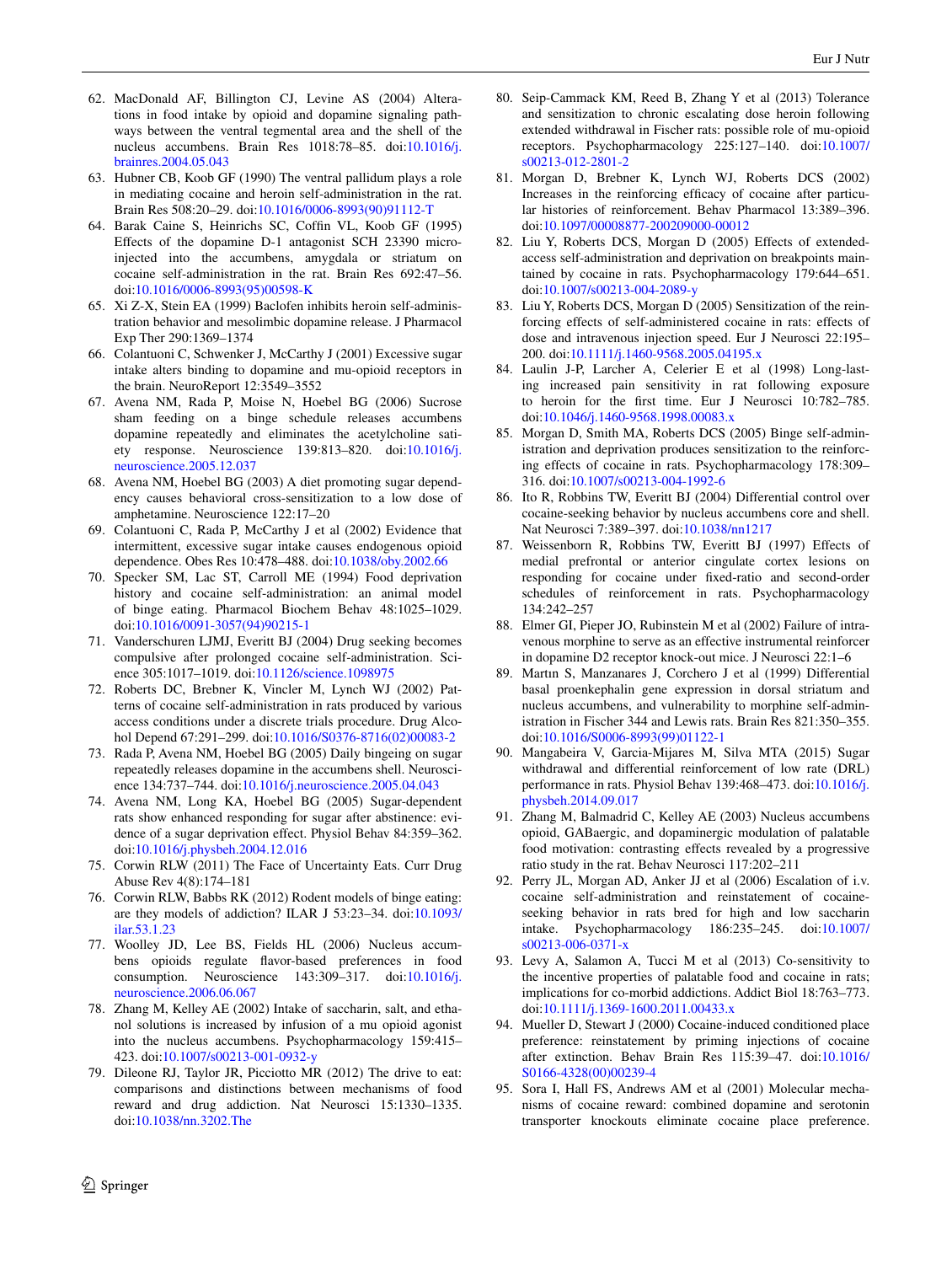62. MacDonald AF, Billington CJ, Levine AS (2004) Alterations in food intake by opioid and dopamine signaling pathways between the ventral tegmental area and the shell of the nucleus accumbens. Brain Res 1018:78–85. doi:10.1016/j.brainres.2004.05.043
63. Hubner CB, Koob GF (1990) The ventral pallidum plays a role in mediating cocaine and heroin self-administration in the rat. Brain Res 508:20–29. doi:10.1016/0006-8993(90)91112-T
64. Barak Caine S, Heinrichs SC, Coffin VL, Koob GF (1995) Effects of the dopamine D-1 antagonist SCH 23390 micro-injected into the accumbens, amygdala or striatum on cocaine self-administration in the rat. Brain Res 692:47–56. doi:10.1016/0006-8993(95)00598-K
65. Xi Z-X, Stein EA (1999) Baclofen inhibits heroin self-administration behavior and mesolimbic dopamine release. J Pharmacol Exp Ther 290:1369–1374
66. Colantuoni C, Schwenker J, McCarthy J (2001) Excessive sugar intake alters binding to dopamine and mu-opioid receptors in the brain. NeuroReport 12:3549–3552
67. Avena NM, Rada P, Moise N, Hoebel BG (2006) Sucrose sham feeding on a binge schedule releases accumbens dopamine repeatedly and eliminates the acetylcholine satiety response. Neuroscience 139:813–820. doi:10.1016/j.neuroscience.2005.12.037
68. Avena NM, Hoebel BG (2003) A diet promoting sugar dependency causes behavioral cross-sensitization to a low dose of amphetamine. Neuroscience 122:17–20
69. Colantuoni C, Rada P, McCarthy J et al (2002) Evidence that intermittent, excessive sugar intake causes endogenous opioid dependence. Obes Res 10:478–488. doi:10.1038/oby.2002.66
70. Specker SM, Lac ST, Carroll ME (1994) Food deprivation history and cocaine self-administration: an animal model of binge eating. Pharmacol Biochem Behav 48:1025–1029. doi:10.1016/0091-3057(94)90215-1
71. Vanderschuren LJMJ, Everitt BJ (2004) Drug seeking becomes compulsive after prolonged cocaine self-administration. Science 305:1017–1019. doi:10.1126/science.1098975
72. Roberts DC, Brebner K, Vincler M, Lynch WJ (2002) Patterns of cocaine self-administration in rats produced by various access conditions under a discrete trials procedure. Drug Alcohol Depend 67:291–299. doi:10.1016/S0376-8716(02)00083-2
73. Rada P, Avena NM, Hoebel BG (2005) Daily bingeing on sugar repeatedly releases dopamine in the accumbens shell. Neuroscience 134:737–744. doi:10.1016/j.neuroscience.2005.04.043
74. Avena NM, Long KA, Hoebel BG (2005) Sugar-dependent rats show enhanced responding for sugar after abstinence: evidence of a sugar deprivation effect. Physiol Behav 84:359–362. doi:10.1016/j.physbeh.2004.12.016
75. Corwin RLW (2011) The Face of Uncertainty Eats. Curr Drug Abuse Rev 4(8):174–181
76. Corwin RLW, Babbs RK (2012) Rodent models of binge eating: are they models of addiction? ILAR J 53:23–34. doi:10.1093/ilar.53.1.23
77. Woolley JD, Lee BS, Fields HL (2006) Nucleus accumbens opioids regulate flavor-based preferences in food consumption. Neuroscience 143:309–317. doi:10.1016/j.neuroscience.2006.06.067
78. Zhang M, Kelley AE (2002) Intake of saccharin, salt, and ethanol solutions is increased by infusion of a mu opioid agonist into the nucleus accumbens. Psychopharmacology 159:415–423. doi:10.1007/s00213-001-0932-y
79. Dileone RJ, Taylor JR, Picciotto MR (2012) The drive to eat: comparisons and distinctions between mechanisms of food reward and drug addiction. Nat Neurosci 15:1330–1335. doi:10.1038/nn.3202.The
80. Seip-Cammack KM, Reed B, Zhang Y et al (2013) Tolerance and sensitization to chronic escalating dose heroin following extended withdrawal in Fischer rats: possible role of mu-opioid receptors. Psychopharmacology 225:127–140. doi:10.1007/s00213-012-2801-2
81. Morgan D, Brebner K, Lynch WJ, Roberts DCS (2002) Increases in the reinforcing efficacy of cocaine after particular histories of reinforcement. Behav Pharmacol 13:389–396. doi:10.1097/00008877-200209000-00012
82. Liu Y, Roberts DCS, Morgan D (2005) Effects of extended-access self-administration and deprivation on breakpoints maintained by cocaine in rats. Psychopharmacology 179:644–651. doi:10.1007/s00213-004-2089-y
83. Liu Y, Roberts DCS, Morgan D (2005) Sensitization of the reinforcing effects of self-administered cocaine in rats: effects of dose and intravenous injection speed. Eur J Neurosci 22:195–200. doi:10.1111/j.1460-9568.2005.04195.x
84. Laulin J-P, Larcher A, Celerier E et al (1998) Long-lasting increased pain sensitivity in rat following exposure to heroin for the first time. Eur J Neurosci 10:782–785. doi:10.1046/j.1460-9568.1998.00083.x
85. Morgan D, Smith MA, Roberts DCS (2005) Binge self-administration and deprivation produces sensitization to the reinforcing effects of cocaine in rats. Psychopharmacology 178:309–316. doi:10.1007/s00213-004-1992-6
86. Ito R, Robbins TW, Everitt BJ (2004) Differential control over cocaine-seeking behavior by nucleus accumbens core and shell. Nat Neurosci 7:389–397. doi:10.1038/nn1217
87. Weissenborn R, Robbins TW, Everitt BJ (1997) Effects of medial prefrontal or anterior cingulate cortex lesions on responding for cocaine under fixed-ratio and second-order schedules of reinforcement in rats. Psychopharmacology 134:242–257
88. Elmer GI, Pieper JO, Rubinstein M et al (2002) Failure of intravenous morphine to serve as an effective instrumental reinforcer in dopamine D2 receptor knock-out mice. J Neurosci 22:1–6
89. Martın S, Manzanares J, Corchero J et al (1999) Differential basal proenkephalin gene expression in dorsal striatum and nucleus accumbens, and vulnerability to morphine self-administration in Fischer 344 and Lewis rats. Brain Res 821:350–355. doi:10.1016/S0006-8993(99)01122-1
90. Mangabeira V, Garcia-Mijares M, Silva MTA (2015) Sugar withdrawal and differential reinforcement of low rate (DRL) performance in rats. Physiol Behav 139:468–473. doi:10.1016/j.physbeh.2014.09.017
91. Zhang M, Balmadrid C, Kelley AE (2003) Nucleus accumbens opioid, GABaergic, and dopaminergic modulation of palatable food motivation: contrasting effects revealed by a progressive ratio study in the rat. Behav Neurosci 117:202–211
92. Perry JL, Morgan AD, Anker JJ et al (2006) Escalation of i.v. cocaine self-administration and reinstatement of cocaine-seeking behavior in rats bred for high and low saccharin intake. Psychopharmacology 186:235–245. doi:10.1007/s00213-006-0371-x
93. Levy A, Salamon A, Tucci M et al (2013) Co-sensitivity to the incentive properties of palatable food and cocaine in rats; implications for co-morbid addictions. Addict Biol 18:763–773. doi:10.1111/j.1369-1600.2011.00433.x
94. Mueller D, Stewart J (2000) Cocaine-induced conditioned place preference: reinstatement by priming injections of cocaine after extinction. Behav Brain Res 115:39–47. doi:10.1016/S0166-4328(00)00239-4
95. Sora I, Hall FS, Andrews AM et al (2001) Molecular mechanisms of cocaine reward: combined dopamine and serotonin transporter knockouts eliminate cocaine place preference.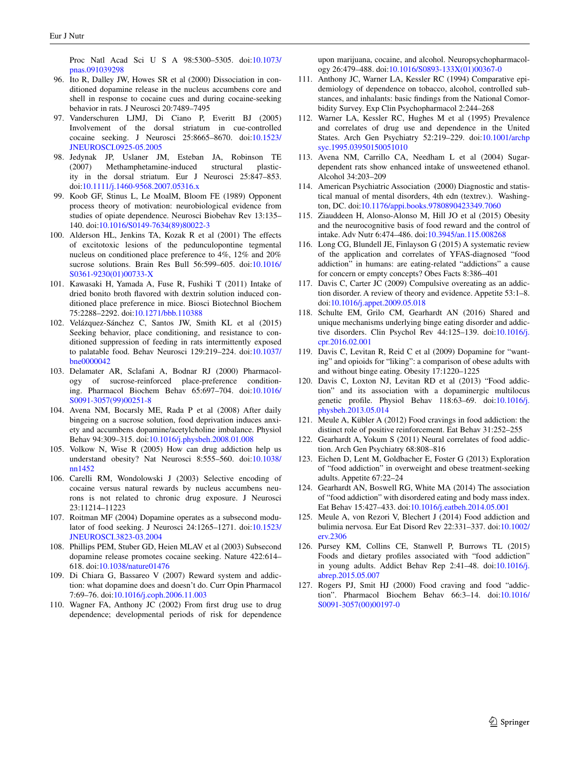Proc Natl Acad Sci U S A 98:5300–5305. doi:10.1073/pnas.091039298

96. Ito R, Dalley JW, Howes SR et al (2000) Dissociation in conditioned dopamine release in the nucleus accumbens core and shell in response to cocaine cues and during cocaine-seeking behavior in rats. J Neurosci 20:7489–7495
97. Vanderschuren LJMJ, Di Ciano P, Everitt BJ (2005) Involvement of the dorsal striatum in cue-controlled cocaine seeking. J Neurosci 25:8665–8670. doi:10.1523/JNEUROSCI.0925-05.2005
98. Jedynak JP, Uslaner JM, Esteban JA, Robinson TE (2007) Methamphetamine-induced structural plasticity in the dorsal striatum. Eur J Neurosci 25:847–853. doi:10.1111/j.1460-9568.2007.05316.x
99. Koob GF, Stinus L, Le MoalM, Bloom FE (1989) Opponent process theory of motivation: neurobiological evidence from studies of opiate dependence. Neurosci Biobehav Rev 13:135–140. doi:10.1016/S0149-7634(89)80022-3
100. Alderson HL, Jenkins TA, Kozak R et al (2001) The effects of excitotoxic lesions of the pedunculopontine tegmental nucleus on conditioned place preference to 4%, 12% and 20% sucrose solutions. Brain Res Bull 56:599–605. doi:10.1016/S0361-9230(01)00733-X
101. Kawasaki H, Yamada A, Fuse R, Fushiki T (2011) Intake of dried bonito broth flavored with dextrin solution induced conditioned place preference in mice. Biosci Biotechnol Biochem 75:2288–2292. doi:10.1271/bbb.110388
102. Velázquez-Sánchez C, Santos JW, Smith KL et al (2015) Seeking behavior, place conditioning, and resistance to conditioned suppression of feeding in rats intermittently exposed to palatable food. Behav Neurosci 129:219–224. doi:10.1037/bne0000042
103. Delamater AR, Sclafani A, Bodnar RJ (2000) Pharmacology of sucrose-reinforced place-preference conditioning. Pharmacol Biochem Behav 65:697–704. doi:10.1016/S0091-3057(99)00251-8
104. Avena NM, Bocarsly ME, Rada P et al (2008) After daily bingeing on a sucrose solution, food deprivation induces anxiety and accumbens dopamine/acetylcholine imbalance. Physiol Behav 94:309–315. doi:10.1016/j.physbeh.2008.01.008
105. Volkow N, Wise R (2005) How can drug addiction help us understand obesity? Nat Neurosci 8:555–560. doi:10.1038/nn1452
106. Carelli RM, Wondolowski J (2003) Selective encoding of cocaine versus natural rewards by nucleus accumbens neurons is not related to chronic drug exposure. J Neurosci 23:11214–11223
107. Roitman MF (2004) Dopamine operates as a subsecond modulator of food seeking. J Neurosci 24:1265–1271. doi:10.1523/JNEUROSCI.3823-03.2004
108. Phillips PEM, Stuber GD, Heien MLAV et al (2003) Subsecond dopamine release promotes cocaine seeking. Nature 422:614–618. doi:10.1038/nature01476
109. Di Chiara G, Bassareo V (2007) Reward system and addiction: what dopamine does and doesn't do. Curr Opin Pharmacol 7:69–76. doi:10.1016/j.coph.2006.11.003
110. Wagner FA, Anthony JC (2002) From first drug use to drug dependence; developmental periods of risk for dependence upon marijuana, cocaine, and alcohol. Neuropsychopharmacology 26:479–488. doi:10.1016/S0893-133X(01)00367-0
111. Anthony JC, Warner LA, Kessler RC (1994) Comparative epidemiology of dependence on tobacco, alcohol, controlled substances, and inhalants: basic findings from the National Comorbidity Survey. Exp Clin Psychopharmacol 2:244–268
112. Warner LA, Kessler RC, Hughes M et al (1995) Prevalence and correlates of drug use and dependence in the United States. Arch Gen Psychiatry 52:219–229. doi:10.1001/archpsyc.1995.03950150051010
113. Avena NM, Carrillo CA, Needham L et al (2004) Sugar-dependent rats show enhanced intake of unsweetened ethanol. Alcohol 34:203–209
114. American Psychiatric Association (2000) Diagnostic and statistical manual of mental disorders, 4th edn (textrev.). Washington, DC. doi:10.1176/appi.books.9780890423349.7060
115. Ziauddeen H, Alonso-Alonso M, Hill JO et al (2015) Obesity and the neurocognitive basis of food reward and the control of intake. Adv Nutr 6:474–486. doi:10.3945/an.115.008268
116. Long CG, Blundell JE, Finlayson G (2015) A systematic review of the application and correlates of YFAS-diagnosed "food addiction" in humans: are eating-related "addictions" a cause for concern or empty concepts? Obes Facts 8:386–401
117. Davis C, Carter JC (2009) Compulsive overeating as an addiction disorder. A review of theory and evidence. Appetite 53:1–8. doi:10.1016/j.appet.2009.05.018
118. Schulte EM, Grilo CM, Gearhardt AN (2016) Shared and unique mechanisms underlying binge eating disorder and addictive disorders. Clin Psychol Rev 44:125–139. doi:10.1016/j.cpr.2016.02.001
119. Davis C, Levitan R, Reid C et al (2009) Dopamine for "wanting" and opioids for "liking": a comparison of obese adults with and without binge eating. Obesity 17:1220–1225
120. Davis C, Loxton NJ, Levitan RD et al (2013) "Food addiction" and its association with a dopaminergic multilocus genetic profile. Physiol Behav 118:63–69. doi:10.1016/j.physbeh.2013.05.014
121. Meule A, Kübler A (2012) Food cravings in food addiction: the distinct role of positive reinforcement. Eat Behav 31:252–255
122. Gearhardt A, Yokum S (2011) Neural correlates of food addiction. Arch Gen Psychiatry 68:808–816
123. Eichen D, Lent M, Goldbacher E, Foster G (2013) Exploration of "food addiction" in overweight and obese treatment-seeking adults. Appetite 67:22–24
124. Gearhardt AN, Boswell RG, White MA (2014) The association of "food addiction" with disordered eating and body mass index. Eat Behav 15:427–433. doi:10.1016/j.eatbeh.2014.05.001
125. Meule A, von Rezori V, Blechert J (2014) Food addiction and bulimia nervosa. Eur Eat Disord Rev 22:331–337. doi:10.1002/erv.2306
126. Pursey KM, Collins CE, Stanwell P, Burrows TL (2015) Foods and dietary profiles associated with "food addiction" in young adults. Addict Behav Rep 2:41–48. doi:10.1016/j.abrep.2015.05.007
127. Rogers PJ, Smit HJ (2000) Food craving and food "addiction". Pharmacol Biochem Behav 66:3–14. doi:10.1016/S0091-3057(00)00197-0